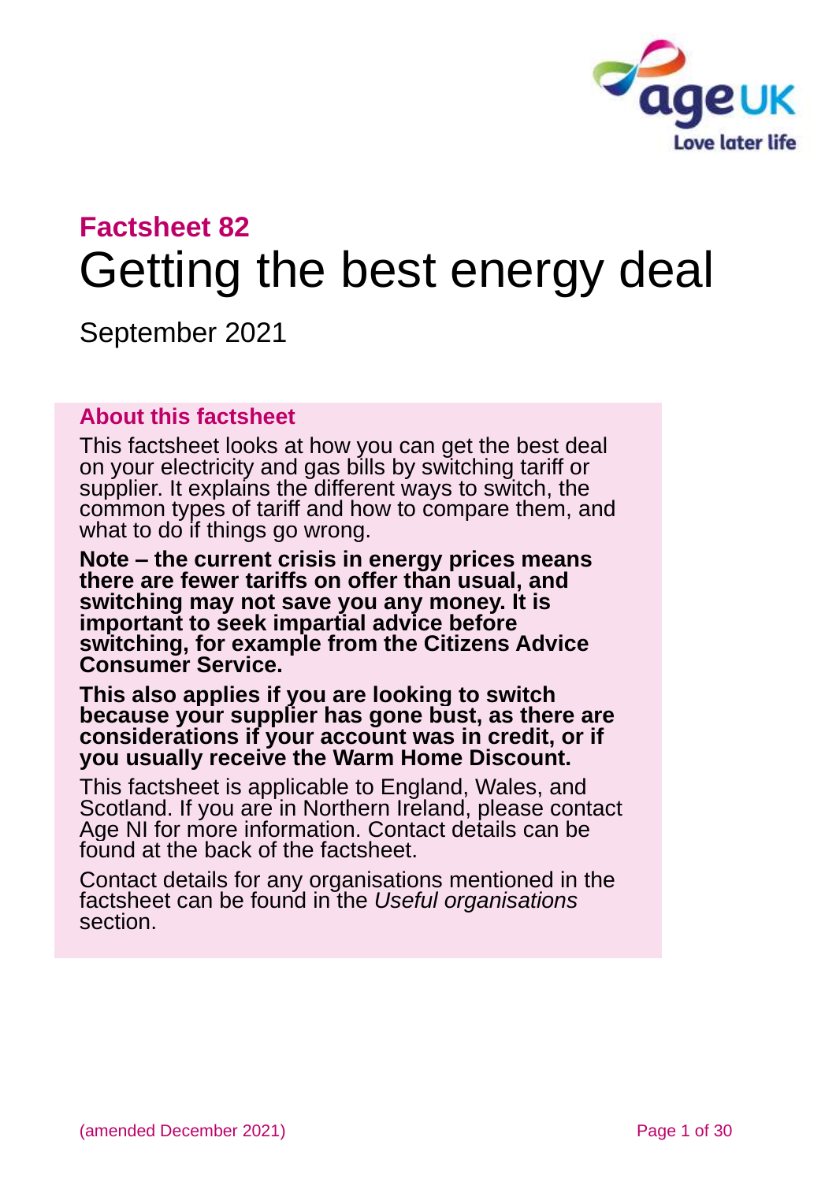# Factsheet 82

# Getting the best energy deal

September 2021

## About this factsheet

This factsheet looks at how you can get the best deal on your electricity and gas bills by switching tariff or supplier. It explains the different ways to switch, the common types of tariff and how to compare them, and what to do if things go wrong.

**Note – the current crisis in energy prices means there are fewer tariffs on offer than usual, and switching may not save you any money. It is important to seek impartial advice before switching, for example from the Citizens Advice Consumer Service.**

**This also applies if you are looking to switch because your supplier has gone bust, as there are considerations if your account was in credit, or if you usually receive the Warm Home Discount.**

This factsheet is applicable to England, Wales, and Scotland. If you are in Northern Ireland, please contact Age NI for more information. Contact details can be found at the back of the factsheet.

Contact details for any organisations mentioned in the factsheet can be found in the *Useful organisations* section.

(amended December 2021)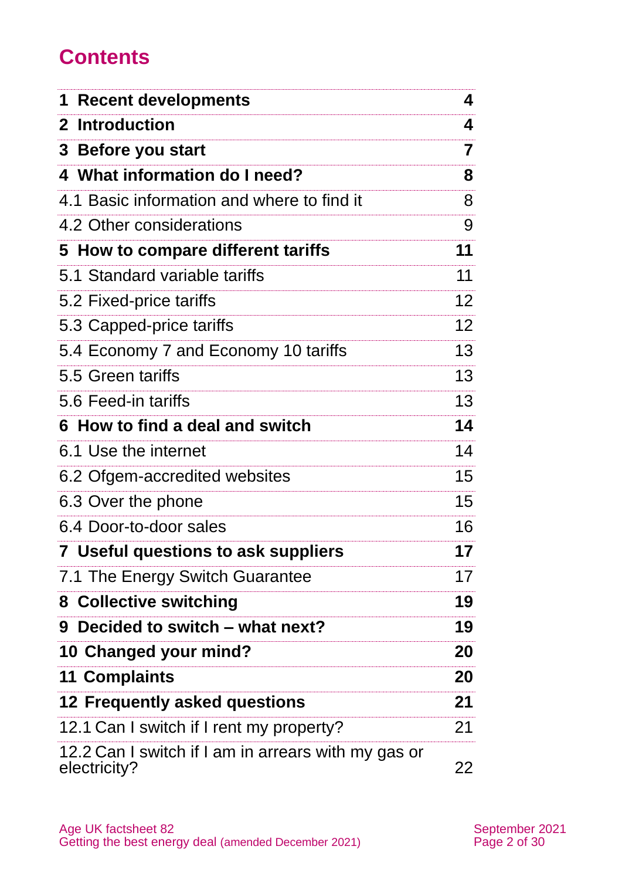# Contents

| | |
|---|---|
| **1 Recent developments** | **4** |
| **2 Introduction** | **4** |
| **3 Before you start** | **7** |
| **4 What information do I need?** | **8** |
| 4.1 Basic information and where to find it | 8 |
| 4.2 Other considerations | 9 |
| **5 How to compare different tariffs** | **11** |
| 5.1 Standard variable tariffs | 11 |
| 5.2 Fixed-price tariffs | 12 |
| 5.3 Capped-price tariffs | 12 |
| 5.4 Economy 7 and Economy 10 tariffs | 13 |
| 5.5 Green tariffs | 13 |
| 5.6 Feed-in tariffs | 13 |
| **6 How to find a deal and switch** | **14** |
| 6.1 Use the internet | 14 |
| 6.2 Ofgem-accredited websites | 15 |
| 6.3 Over the phone | 15 |
| 6.4 Door-to-door sales | 16 |
| **7 Useful questions to ask suppliers** | **17** |
| 7.1 The Energy Switch Guarantee | 17 |
| **8 Collective switching** | **19** |
| **9 Decided to switch – what next?** | **19** |
| **10 Changed your mind?** | **20** |
| **11 Complaints** | **20** |
| **12 Frequently asked questions** | **21** |
| 12.1 Can I switch if I rent my property? | 21 |
| 12.2 Can I switch if I am in arrears with my gas or electricity? | 22 |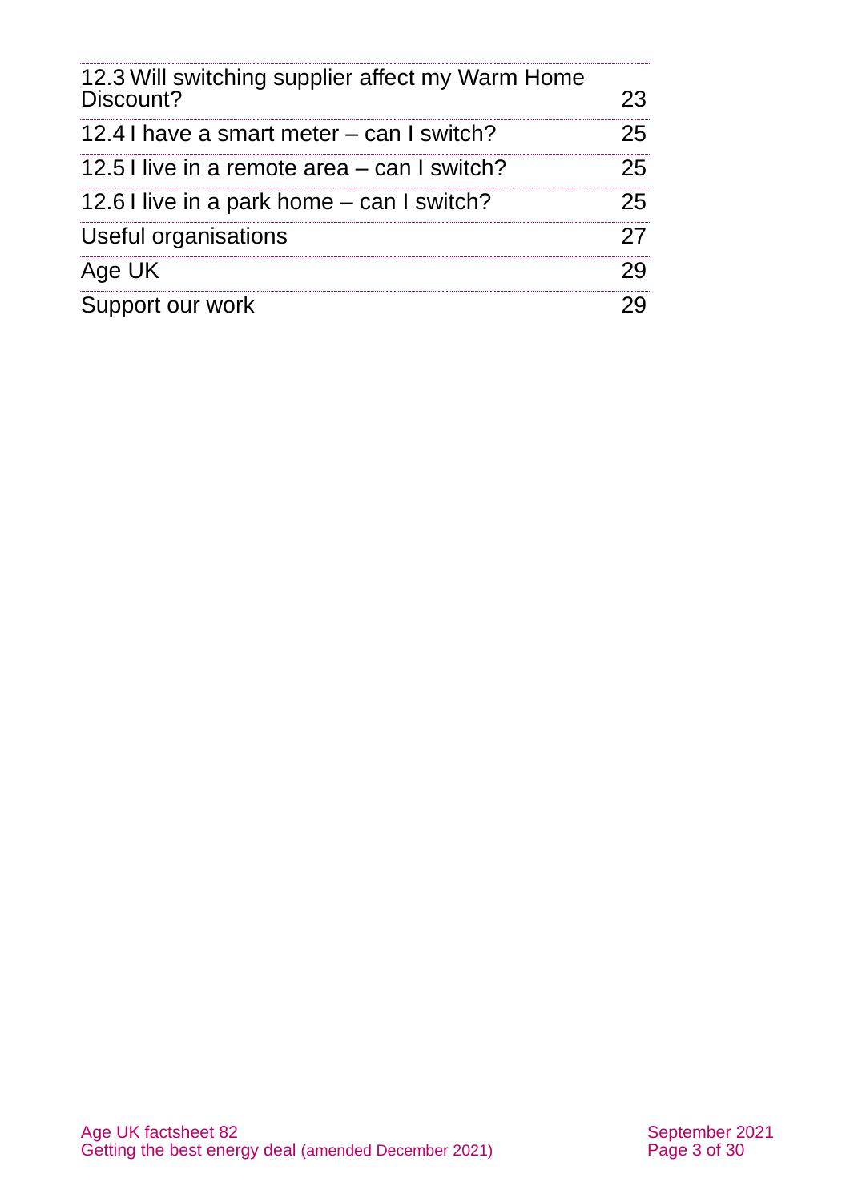| | |
|---|---|
| 12.3 Will switching supplier affect my Warm Home Discount? | 23 |
| 12.4 I have a smart meter – can I switch? | 25 |
| 12.5 I live in a remote area – can I switch? | 25 |
| 12.6 I live in a park home – can I switch? | 25 |
| Useful organisations | 27 |
| Age UK | 29 |
| Support our work | 29 |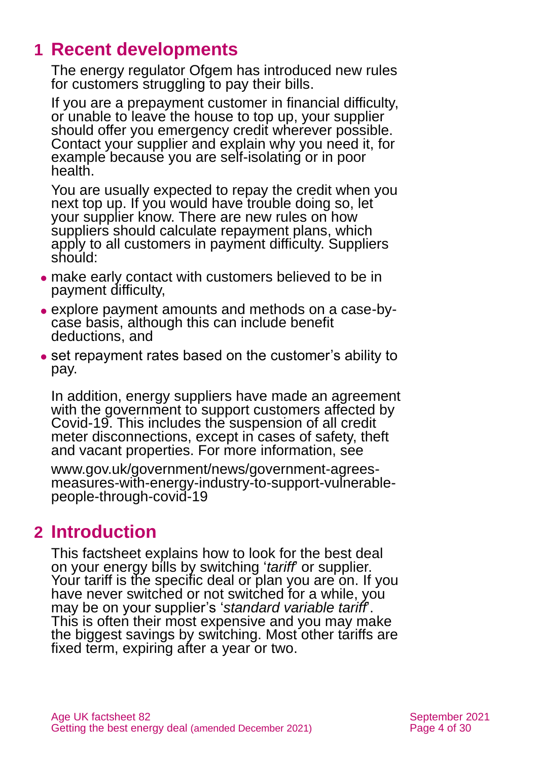## 1 Recent developments

The energy regulator Ofgem has introduced new rules for customers struggling to pay their bills.

If you are a prepayment customer in financial difficulty, or unable to leave the house to top up, your supplier should offer you emergency credit wherever possible. Contact your supplier and explain why you need it, for example because you are self-isolating or in poor health.

You are usually expected to repay the credit when you next top up. If you would have trouble doing so, let your supplier know. There are new rules on how suppliers should calculate repayment plans, which apply to all customers in payment difficulty. Suppliers should:

- make early contact with customers believed to be in payment difficulty,
- explore payment amounts and methods on a case-by-case basis, although this can include benefit deductions, and
- set repayment rates based on the customer's ability to pay.

In addition, energy suppliers have made an agreement with the government to support customers affected by Covid-19. This includes the suspension of all credit meter disconnections, except in cases of safety, theft and vacant properties. For more information, see

www.gov.uk/government/news/government-agrees-measures-with-energy-industry-to-support-vulnerable-people-through-covid-19

## 2 Introduction

This factsheet explains how to look for the best deal on your energy bills by switching '*tariff*' or supplier. Your tariff is the specific deal or plan you are on. If you have never switched or not switched for a while, you may be on your supplier's '*standard variable tariff*'. This is often their most expensive and you may make the biggest savings by switching. Most other tariffs are fixed term, expiring after a year or two.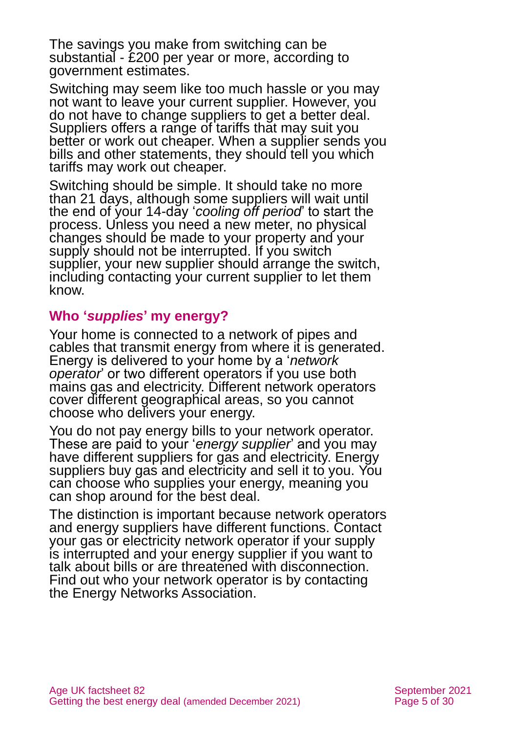The savings you make from switching can be substantial - £200 per year or more, according to government estimates.

Switching may seem like too much hassle or you may not want to leave your current supplier. However, you do not have to change suppliers to get a better deal. Suppliers offers a range of tariffs that may suit you better or work out cheaper. When a supplier sends you bills and other statements, they should tell you which tariffs may work out cheaper.

Switching should be simple. It should take no more than 21 days, although some suppliers will wait until the end of your 14-day '*cooling off period*' to start the process. Unless you need a new meter, no physical changes should be made to your property and your supply should not be interrupted. If you switch supplier, your new supplier should arrange the switch, including contacting your current supplier to let them know.

### Who '*supplies*' my energy?

Your home is connected to a network of pipes and cables that transmit energy from where it is generated. Energy is delivered to your home by a '*network operator*' or two different operators if you use both mains gas and electricity. Different network operators cover different geographical areas, so you cannot choose who delivers your energy.

You do not pay energy bills to your network operator. These are paid to your '*energy supplier*' and you may have different suppliers for gas and electricity. Energy suppliers buy gas and electricity and sell it to you. You can choose who supplies your energy, meaning you can shop around for the best deal.

The distinction is important because network operators and energy suppliers have different functions. Contact your gas or electricity network operator if your supply is interrupted and your energy supplier if you want to talk about bills or are threatened with disconnection. Find out who your network operator is by contacting the Energy Networks Association.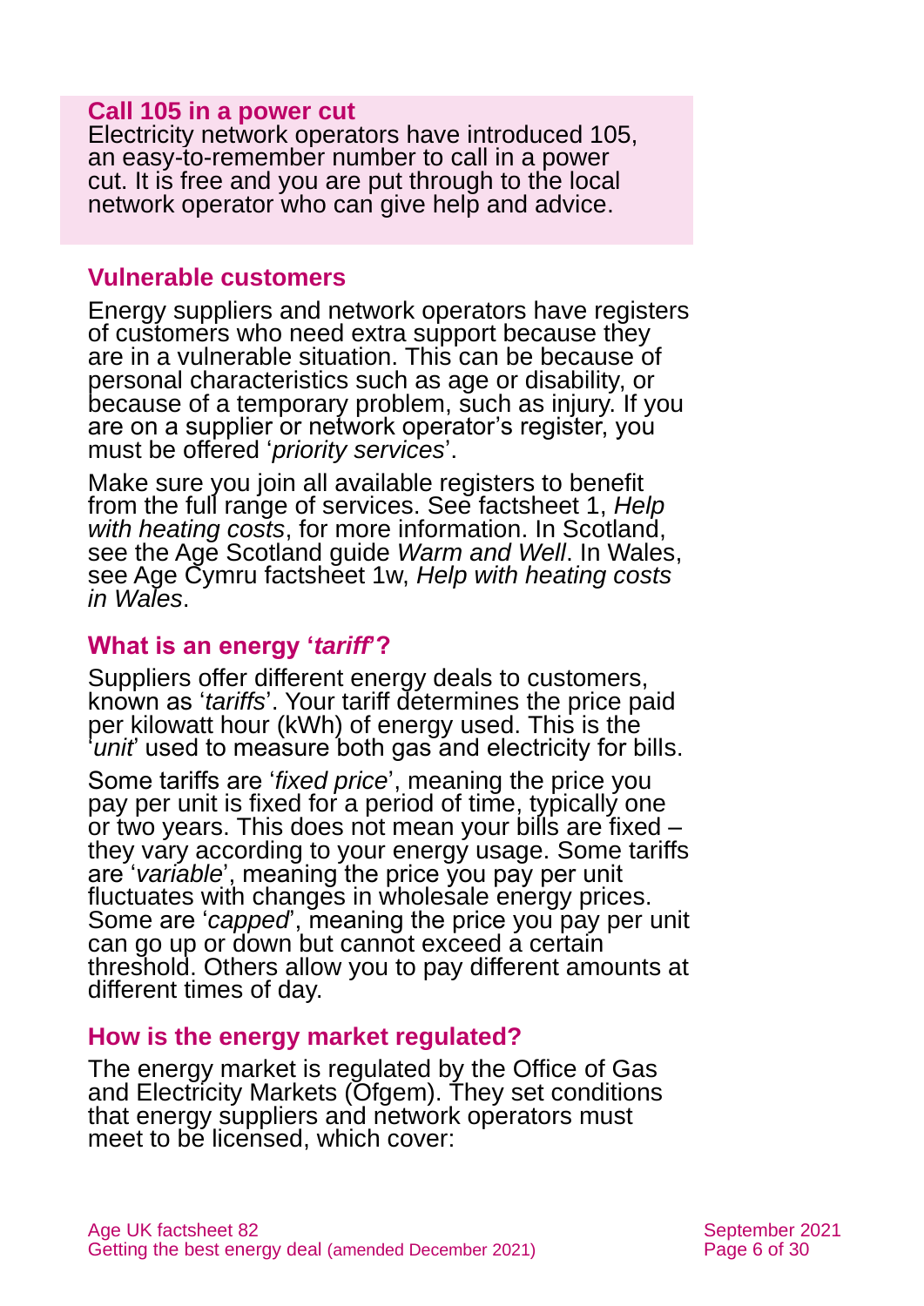**Call 105 in a power cut**
Electricity network operators have introduced 105, an easy-to-remember number to call in a power cut. It is free and you are put through to the local network operator who can give help and advice.

## Vulnerable customers

Energy suppliers and network operators have registers of customers who need extra support because they are in a vulnerable situation. This can be because of personal characteristics such as age or disability, or because of a temporary problem, such as injury. If you are on a supplier or network operator's register, you must be offered '*priority services*'.

Make sure you join all available registers to benefit from the full range of services. See factsheet 1, *Help with heating costs*, for more information. In Scotland, see the Age Scotland guide *Warm and Well*. In Wales, see Age Cymru factsheet 1w, *Help with heating costs in Wales*.

## What is an energy '*tariff*'?

Suppliers offer different energy deals to customers, known as '*tariffs*'. Your tariff determines the price paid per kilowatt hour (kWh) of energy used. This is the '*unit*' used to measure both gas and electricity for bills.

Some tariffs are '*fixed price*', meaning the price you pay per unit is fixed for a period of time, typically one or two years. This does not mean your bills are fixed – they vary according to your energy usage. Some tariffs are '*variable*', meaning the price you pay per unit fluctuates with changes in wholesale energy prices. Some are '*capped*', meaning the price you pay per unit can go up or down but cannot exceed a certain threshold. Others allow you to pay different amounts at different times of day.

## How is the energy market regulated?

The energy market is regulated by the Office of Gas and Electricity Markets (Ofgem). They set conditions that energy suppliers and network operators must meet to be licensed, which cover: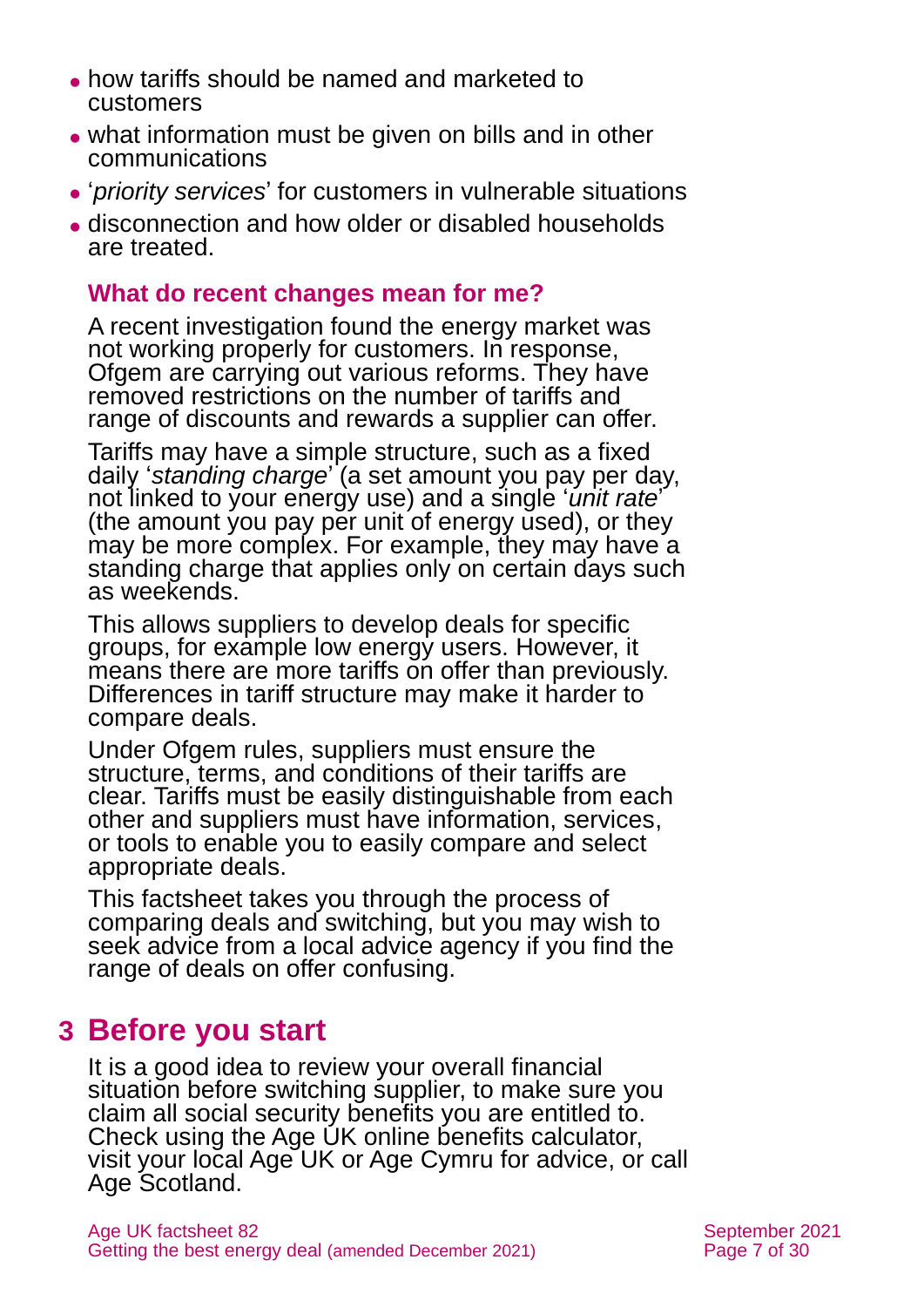- how tariffs should be named and marketed to customers
- what information must be given on bills and in other communications
- '*priority services*' for customers in vulnerable situations
- disconnection and how older or disabled households are treated.

### What do recent changes mean for me?

A recent investigation found the energy market was not working properly for customers. In response, Ofgem are carrying out various reforms. They have removed restrictions on the number of tariffs and range of discounts and rewards a supplier can offer.

Tariffs may have a simple structure, such as a fixed daily '*standing charge*' (a set amount you pay per day, not linked to your energy use) and a single '*unit rate*' (the amount you pay per unit of energy used), or they may be more complex. For example, they may have a standing charge that applies only on certain days such as weekends.

This allows suppliers to develop deals for specific groups, for example low energy users. However, it means there are more tariffs on offer than previously. Differences in tariff structure may make it harder to compare deals.

Under Ofgem rules, suppliers must ensure the structure, terms, and conditions of their tariffs are clear. Tariffs must be easily distinguishable from each other and suppliers must have information, services, or tools to enable you to easily compare and select appropriate deals.

This factsheet takes you through the process of comparing deals and switching, but you may wish to seek advice from a local advice agency if you find the range of deals on offer confusing.

## 3 Before you start

It is a good idea to review your overall financial situation before switching supplier, to make sure you claim all social security benefits you are entitled to. Check using the Age UK online benefits calculator, visit your local Age UK or Age Cymru for advice, or call Age Scotland.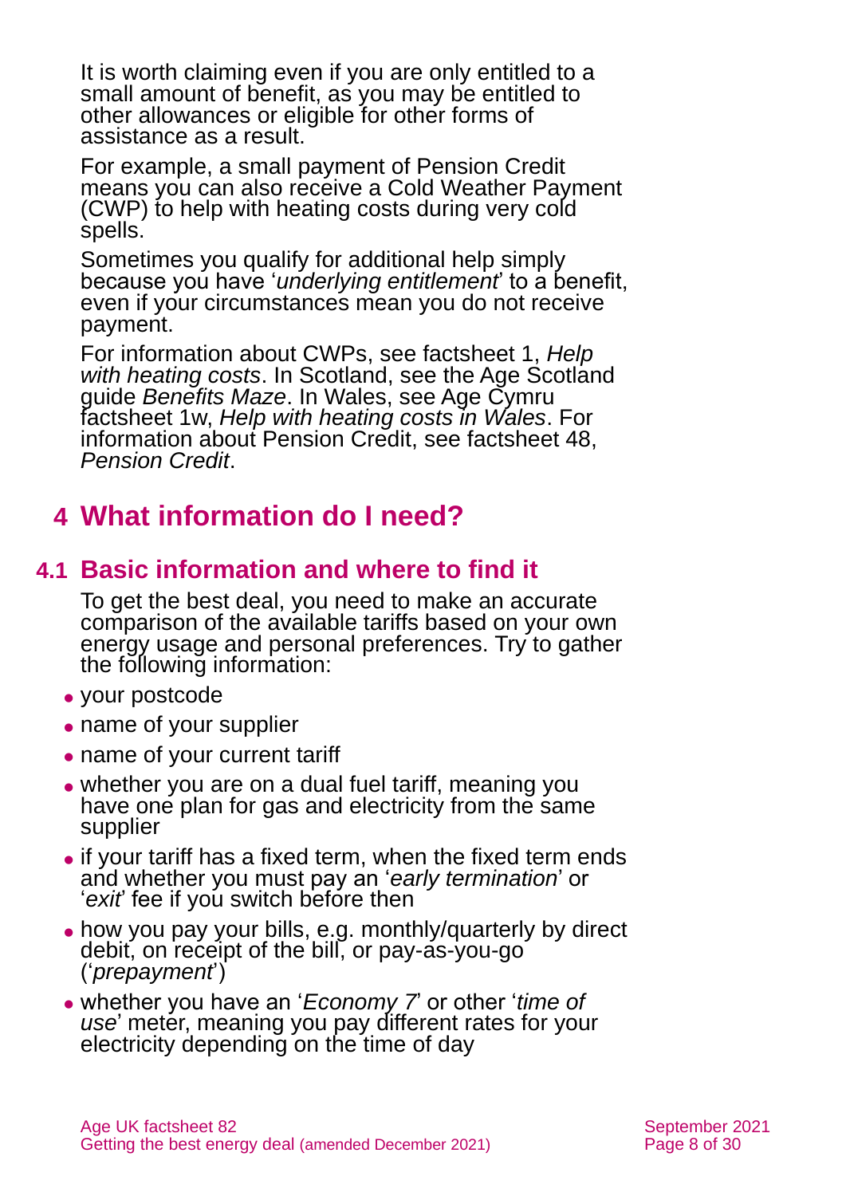It is worth claiming even if you are only entitled to a small amount of benefit, as you may be entitled to other allowances or eligible for other forms of assistance as a result.

For example, a small payment of Pension Credit means you can also receive a Cold Weather Payment (CWP) to help with heating costs during very cold spells.

Sometimes you qualify for additional help simply because you have '*underlying entitlement*' to a benefit, even if your circumstances mean you do not receive payment.

For information about CWPs, see factsheet 1, *Help with heating costs*. In Scotland, see the Age Scotland guide *Benefits Maze*. In Wales, see Age Cymru factsheet 1w, *Help with heating costs in Wales*. For information about Pension Credit, see factsheet 48, *Pension Credit*.

# 4 What information do I need?

## 4.1 Basic information and where to find it

To get the best deal, you need to make an accurate comparison of the available tariffs based on your own energy usage and personal preferences. Try to gather the following information:

- your postcode
- name of your supplier
- name of your current tariff
- whether you are on a dual fuel tariff, meaning you have one plan for gas and electricity from the same supplier
- if your tariff has a fixed term, when the fixed term ends and whether you must pay an '*early termination*' or '*exit*' fee if you switch before then
- how you pay your bills, e.g. monthly/quarterly by direct debit, on receipt of the bill, or pay-as-you-go ('*prepayment*')
- whether you have an '*Economy 7*' or other '*time of use*' meter, meaning you pay different rates for your electricity depending on the time of day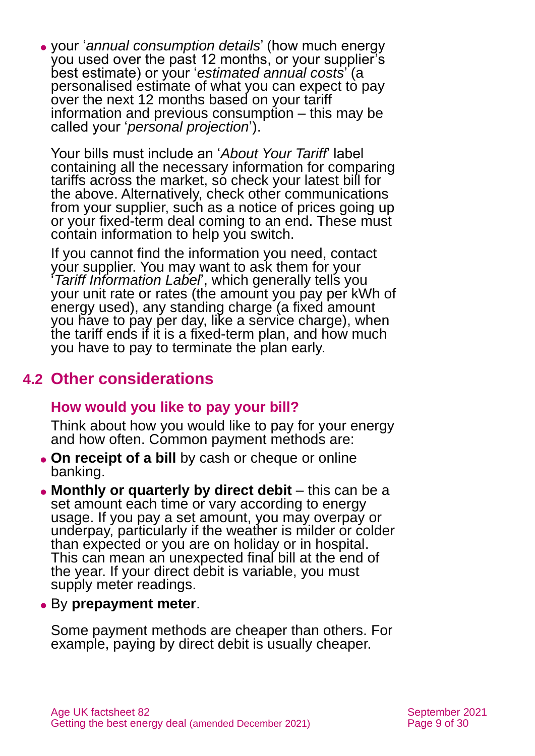- your '*annual consumption details*' (how much energy you used over the past 12 months, or your supplier's best estimate) or your '*estimated annual costs*' (a personalised estimate of what you can expect to pay over the next 12 months based on your tariff information and previous consumption – this may be called your '*personal projection*').

Your bills must include an '*About Your Tariff*' label containing all the necessary information for comparing tariffs across the market, so check your latest bill for the above. Alternatively, check other communications from your supplier, such as a notice of prices going up or your fixed-term deal coming to an end. These must contain information to help you switch.

If you cannot find the information you need, contact your supplier. You may want to ask them for your '*Tariff Information Label*', which generally tells you your unit rate or rates (the amount you pay per kWh of energy used), any standing charge (a fixed amount you have to pay per day, like a service charge), when the tariff ends if it is a fixed-term plan, and how much you have to pay to terminate the plan early.

## 4.2 Other considerations

### How would you like to pay your bill?

Think about how you would like to pay for your energy and how often. Common payment methods are:

- **On receipt of a bill** by cash or cheque or online banking.
- **Monthly or quarterly by direct debit** – this can be a set amount each time or vary according to energy usage. If you pay a set amount, you may overpay or underpay, particularly if the weather is milder or colder than expected or you are on holiday or in hospital. This can mean an unexpected final bill at the end of the year. If your direct debit is variable, you must supply meter readings.
- By **prepayment meter**.

Some payment methods are cheaper than others. For example, paying by direct debit is usually cheaper.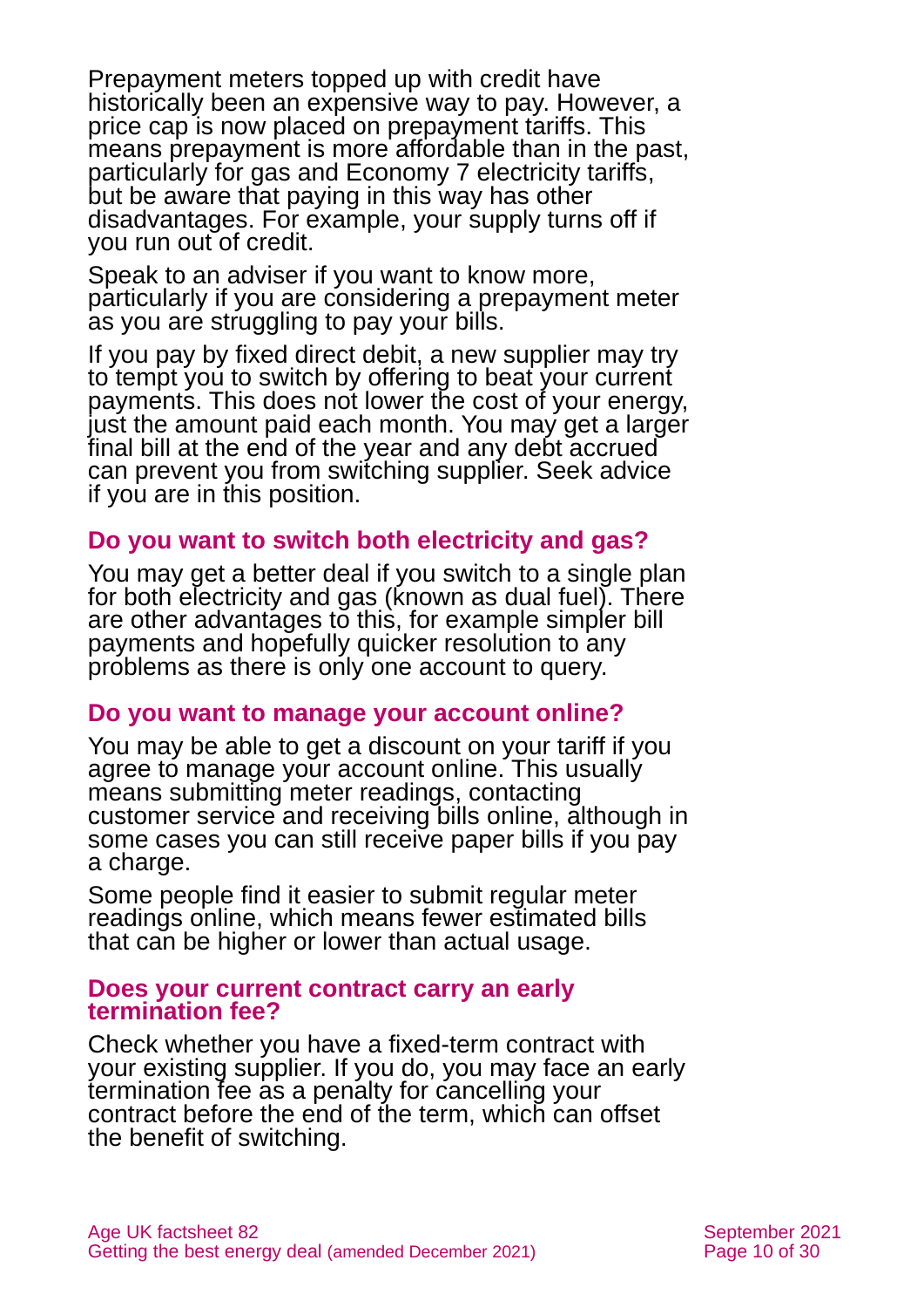Prepayment meters topped up with credit have historically been an expensive way to pay. However, a price cap is now placed on prepayment tariffs. This means prepayment is more affordable than in the past, particularly for gas and Economy 7 electricity tariffs, but be aware that paying in this way has other disadvantages. For example, your supply turns off if you run out of credit.

Speak to an adviser if you want to know more, particularly if you are considering a prepayment meter as you are struggling to pay your bills.

If you pay by fixed direct debit, a new supplier may try to tempt you to switch by offering to beat your current payments. This does not lower the cost of your energy, just the amount paid each month. You may get a larger final bill at the end of the year and any debt accrued can prevent you from switching supplier. Seek advice if you are in this position.

### Do you want to switch both electricity and gas?

You may get a better deal if you switch to a single plan for both electricity and gas (known as dual fuel). There are other advantages to this, for example simpler bill payments and hopefully quicker resolution to any problems as there is only one account to query.

### Do you want to manage your account online?

You may be able to get a discount on your tariff if you agree to manage your account online. This usually means submitting meter readings, contacting customer service and receiving bills online, although in some cases you can still receive paper bills if you pay a charge.

Some people find it easier to submit regular meter readings online, which means fewer estimated bills that can be higher or lower than actual usage.

### Does your current contract carry an early termination fee?

Check whether you have a fixed-term contract with your existing supplier. If you do, you may face an early termination fee as a penalty for cancelling your contract before the end of the term, which can offset the benefit of switching.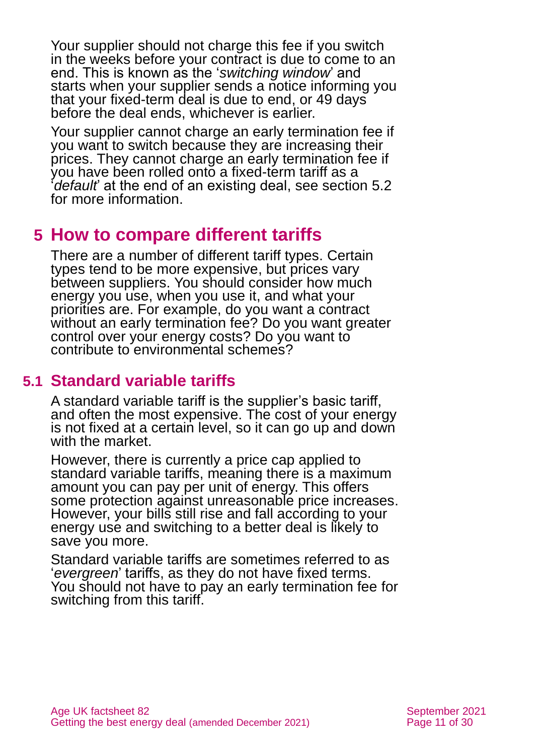Your supplier should not charge this fee if you switch in the weeks before your contract is due to come to an end. This is known as the '*switching window*' and starts when your supplier sends a notice informing you that your fixed-term deal is due to end, or 49 days before the deal ends, whichever is earlier.

Your supplier cannot charge an early termination fee if you want to switch because they are increasing their prices. They cannot charge an early termination fee if you have been rolled onto a fixed-term tariff as a '*default*' at the end of an existing deal, see section 5.2 for more information.

# 5 How to compare different tariffs

There are a number of different tariff types. Certain types tend to be more expensive, but prices vary between suppliers. You should consider how much energy you use, when you use it, and what your priorities are. For example, do you want a contract without an early termination fee? Do you want greater control over your energy costs? Do you want to contribute to environmental schemes?

## 5.1 Standard variable tariffs

A standard variable tariff is the supplier's basic tariff, and often the most expensive. The cost of your energy is not fixed at a certain level, so it can go up and down with the market.

However, there is currently a price cap applied to standard variable tariffs, meaning there is a maximum amount you can pay per unit of energy. This offers some protection against unreasonable price increases. However, your bills still rise and fall according to your energy use and switching to a better deal is likely to save you more.

Standard variable tariffs are sometimes referred to as '*evergreen*' tariffs, as they do not have fixed terms. You should not have to pay an early termination fee for switching from this tariff.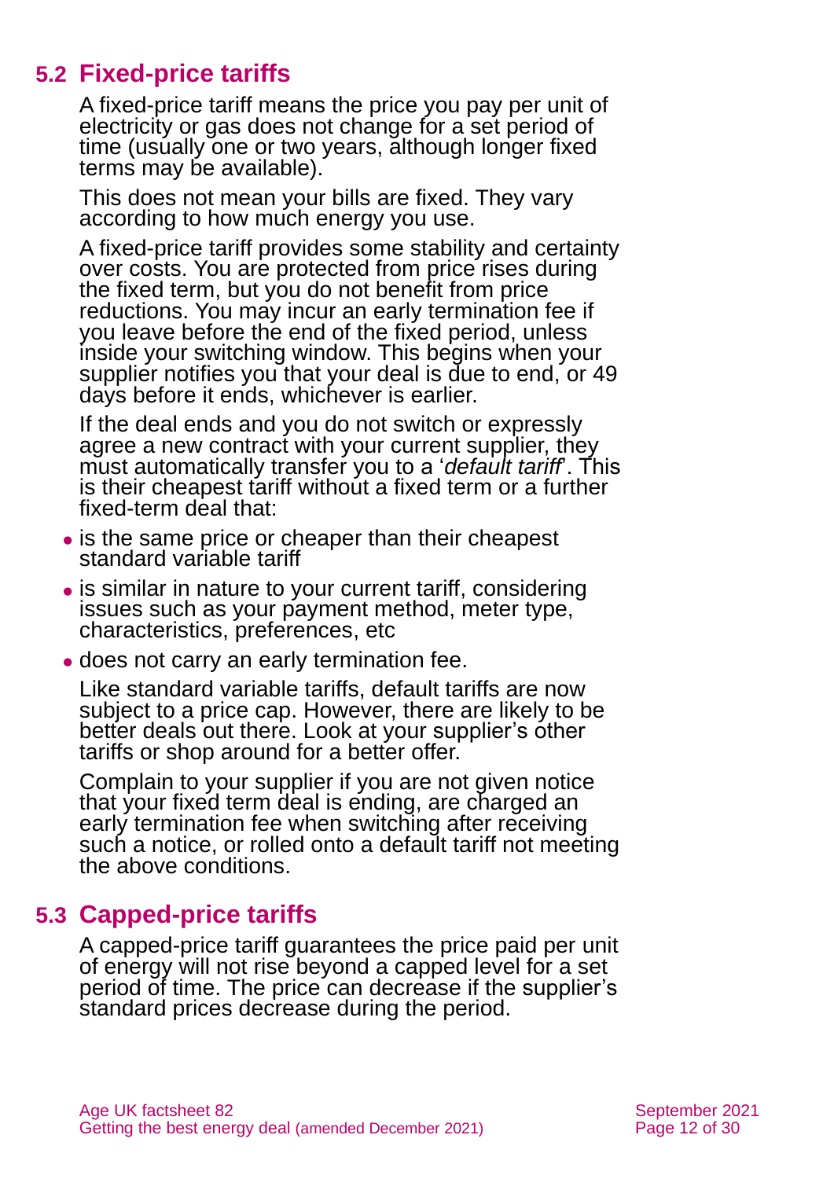## 5.2 Fixed-price tariffs

A fixed-price tariff means the price you pay per unit of electricity or gas does not change for a set period of time (usually one or two years, although longer fixed terms may be available).

This does not mean your bills are fixed. They vary according to how much energy you use.

A fixed-price tariff provides some stability and certainty over costs. You are protected from price rises during the fixed term, but you do not benefit from price reductions. You may incur an early termination fee if you leave before the end of the fixed period, unless inside your switching window. This begins when your supplier notifies you that your deal is due to end, or 49 days before it ends, whichever is earlier.

If the deal ends and you do not switch or expressly agree a new contract with your current supplier, they must automatically transfer you to a '*default tariff*'. This is their cheapest tariff without a fixed term or a further fixed-term deal that:

- is the same price or cheaper than their cheapest standard variable tariff
- is similar in nature to your current tariff, considering issues such as your payment method, meter type, characteristics, preferences, etc
- does not carry an early termination fee.

Like standard variable tariffs, default tariffs are now subject to a price cap. However, there are likely to be better deals out there. Look at your supplier's other tariffs or shop around for a better offer.

Complain to your supplier if you are not given notice that your fixed term deal is ending, are charged an early termination fee when switching after receiving such a notice, or rolled onto a default tariff not meeting the above conditions.

## 5.3 Capped-price tariffs

A capped-price tariff guarantees the price paid per unit of energy will not rise beyond a capped level for a set period of time. The price can decrease if the supplier's standard prices decrease during the period.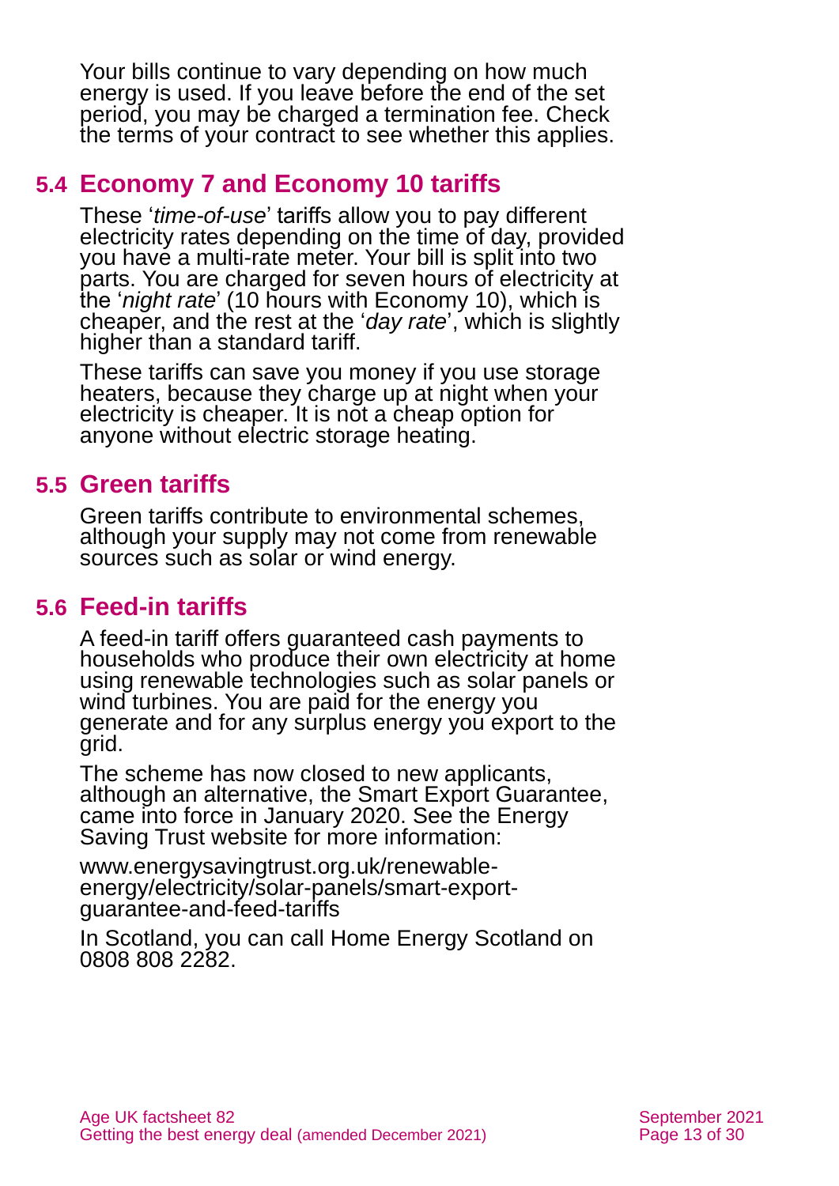Your bills continue to vary depending on how much energy is used. If you leave before the end of the set period, you may be charged a termination fee. Check the terms of your contract to see whether this applies.

## 5.4 Economy 7 and Economy 10 tariffs

These '*time-of-use*' tariffs allow you to pay different electricity rates depending on the time of day, provided you have a multi-rate meter. Your bill is split into two parts. You are charged for seven hours of electricity at the '*night rate*' (10 hours with Economy 10), which is cheaper, and the rest at the '*day rate*', which is slightly higher than a standard tariff.

These tariffs can save you money if you use storage heaters, because they charge up at night when your electricity is cheaper. It is not a cheap option for anyone without electric storage heating.

## 5.5 Green tariffs

Green tariffs contribute to environmental schemes, although your supply may not come from renewable sources such as solar or wind energy.

## 5.6 Feed-in tariffs

A feed-in tariff offers guaranteed cash payments to households who produce their own electricity at home using renewable technologies such as solar panels or wind turbines. You are paid for the energy you generate and for any surplus energy you export to the grid.

The scheme has now closed to new applicants, although an alternative, the Smart Export Guarantee, came into force in January 2020. See the Energy Saving Trust website for more information:

www.energysavingtrust.org.uk/renewable-energy/electricity/solar-panels/smart-export-guarantee-and-feed-tariffs

In Scotland, you can call Home Energy Scotland on 0808 808 2282.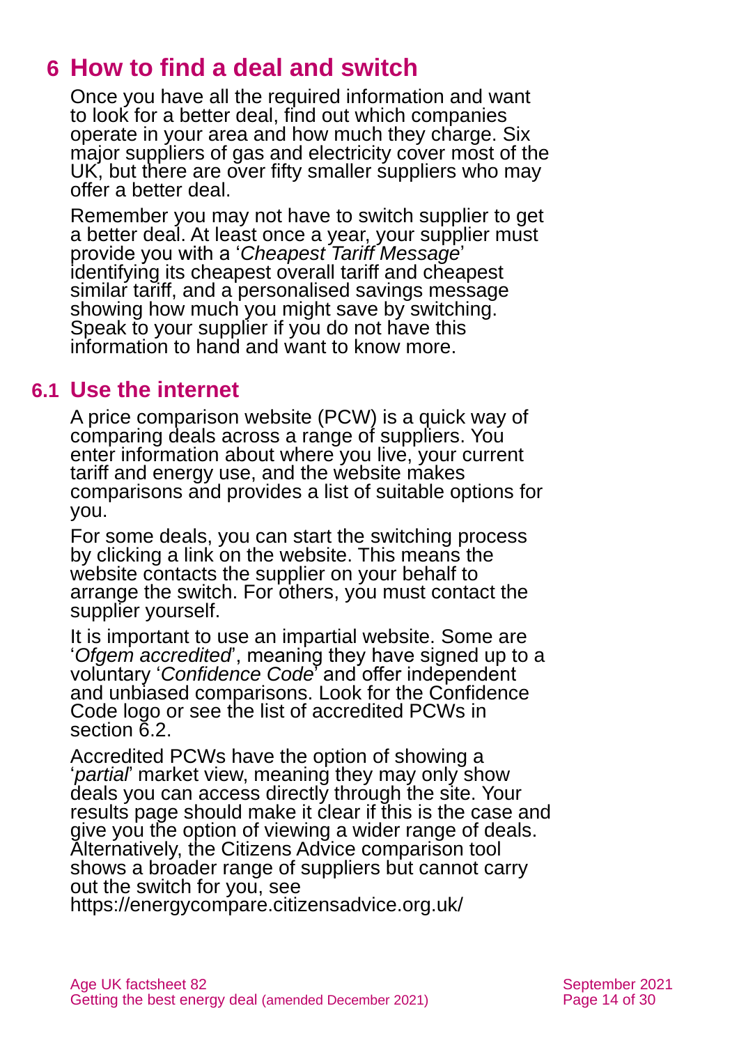# 6 How to find a deal and switch

Once you have all the required information and want to look for a better deal, find out which companies operate in your area and how much they charge. Six major suppliers of gas and electricity cover most of the UK, but there are over fifty smaller suppliers who may offer a better deal.

Remember you may not have to switch supplier to get a better deal. At least once a year, your supplier must provide you with a '*Cheapest Tariff Message*' identifying its cheapest overall tariff and cheapest similar tariff, and a personalised savings message showing how much you might save by switching. Speak to your supplier if you do not have this information to hand and want to know more.

## 6.1 Use the internet

A price comparison website (PCW) is a quick way of comparing deals across a range of suppliers. You enter information about where you live, your current tariff and energy use, and the website makes comparisons and provides a list of suitable options for you.

For some deals, you can start the switching process by clicking a link on the website. This means the website contacts the supplier on your behalf to arrange the switch. For others, you must contact the supplier yourself.

It is important to use an impartial website. Some are '*Ofgem accredited*', meaning they have signed up to a voluntary '*Confidence Code*' and offer independent and unbiased comparisons. Look for the Confidence Code logo or see the list of accredited PCWs in section 6.2.

Accredited PCWs have the option of showing a '*partial*' market view, meaning they may only show deals you can access directly through the site. Your results page should make it clear if this is the case and give you the option of viewing a wider range of deals. Alternatively, the Citizens Advice comparison tool shows a broader range of suppliers but cannot carry out the switch for you, see https://energycompare.citizensadvice.org.uk/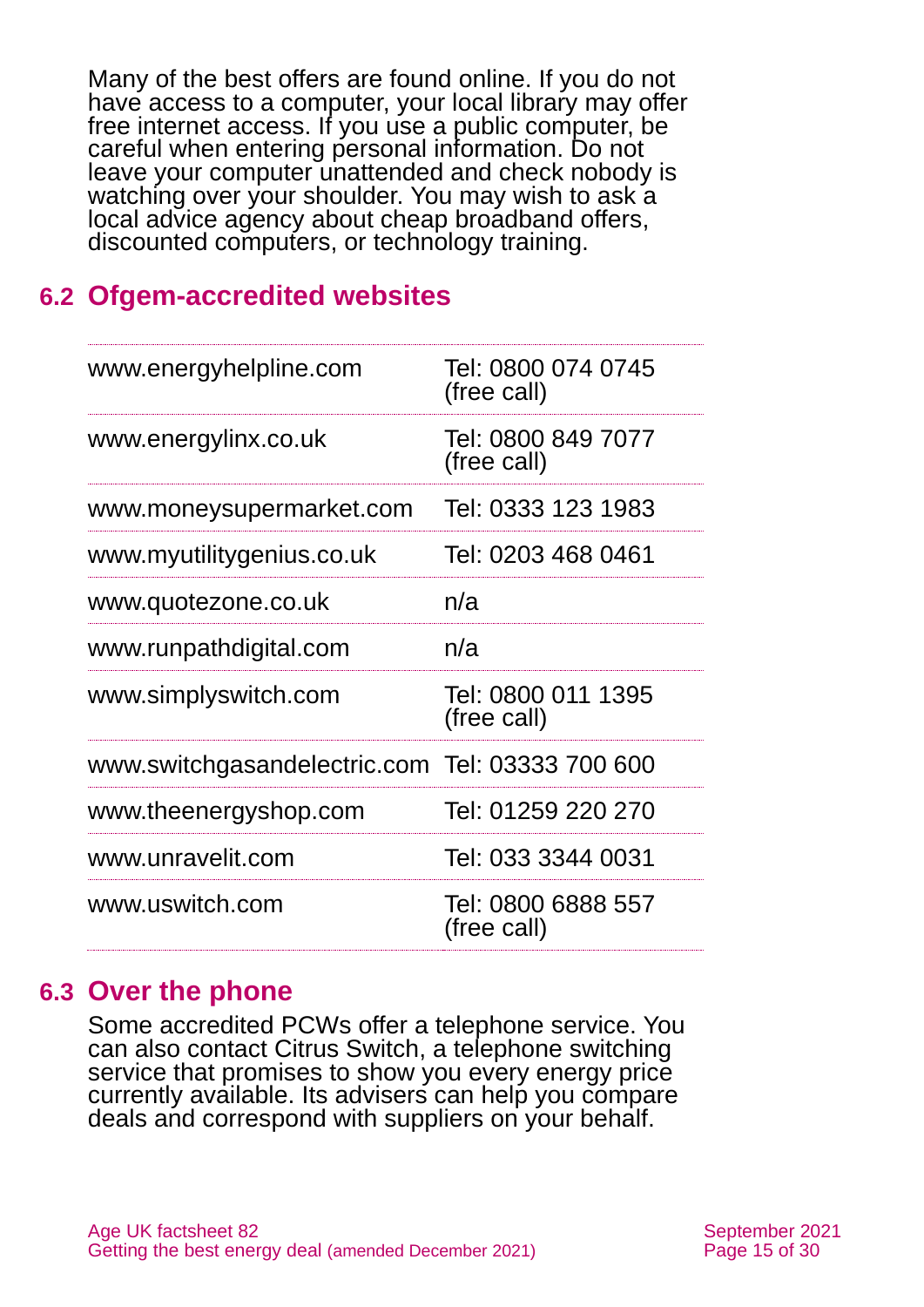Many of the best offers are found online. If you do not have access to a computer, your local library may offer free internet access. If you use a public computer, be careful when entering personal information. Do not leave your computer unattended and check nobody is watching over your shoulder. You may wish to ask a local advice agency about cheap broadband offers, discounted computers, or technology training.

## 6.2 Ofgem-accredited websites

| | |
|---|---|
| www.energyhelpline.com | Tel: 0800 074 0745 (free call) |
| www.energylinx.co.uk | Tel: 0800 849 7077 (free call) |
| www.moneysupermarket.com | Tel: 0333 123 1983 |
| www.myutilitygenius.co.uk | Tel: 0203 468 0461 |
| www.quotezone.co.uk | n/a |
| www.runpathdigital.com | n/a |
| www.simplyswitch.com | Tel: 0800 011 1395 (free call) |
| www.switchgasandelectric.com | Tel: 03333 700 600 |
| www.theenergyshop.com | Tel: 01259 220 270 |
| www.unravelit.com | Tel: 033 3344 0031 |
| www.uswitch.com | Tel: 0800 6888 557 (free call) |

## 6.3 Over the phone

Some accredited PCWs offer a telephone service. You can also contact Citrus Switch, a telephone switching service that promises to show you every energy price currently available. Its advisers can help you compare deals and correspond with suppliers on your behalf.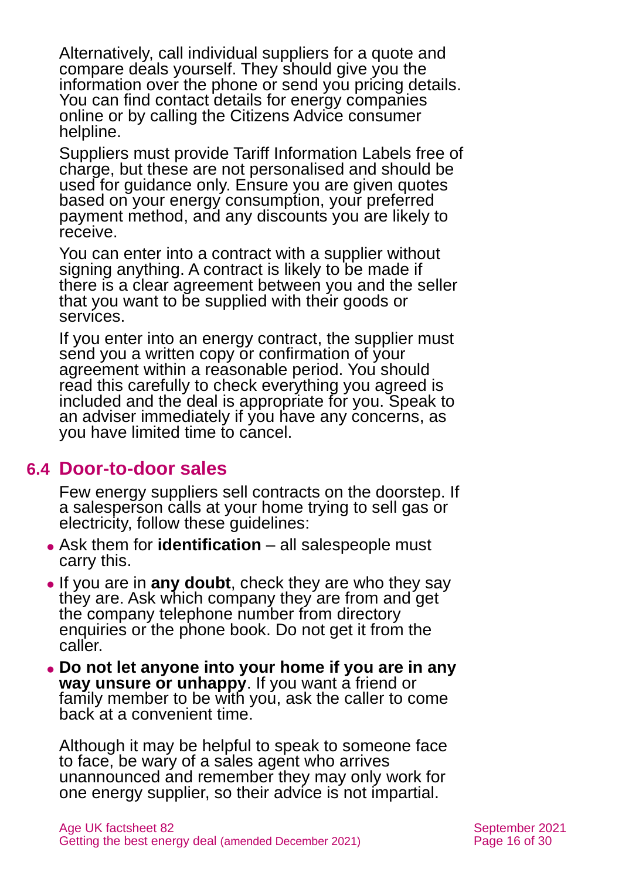Alternatively, call individual suppliers for a quote and compare deals yourself. They should give you the information over the phone or send you pricing details. You can find contact details for energy companies online or by calling the Citizens Advice consumer helpline.

Suppliers must provide Tariff Information Labels free of charge, but these are not personalised and should be used for guidance only. Ensure you are given quotes based on your energy consumption, your preferred payment method, and any discounts you are likely to receive.

You can enter into a contract with a supplier without signing anything. A contract is likely to be made if there is a clear agreement between you and the seller that you want to be supplied with their goods or services.

If you enter into an energy contract, the supplier must send you a written copy or confirmation of your agreement within a reasonable period. You should read this carefully to check everything you agreed is included and the deal is appropriate for you. Speak to an adviser immediately if you have any concerns, as you have limited time to cancel.

## 6.4 Door-to-door sales

Few energy suppliers sell contracts on the doorstep. If a salesperson calls at your home trying to sell gas or electricity, follow these guidelines:

- Ask them for **identification** – all salespeople must carry this.
- If you are in **any doubt**, check they are who they say they are. Ask which company they are from and get the company telephone number from directory enquiries or the phone book. Do not get it from the caller.
- **Do not let anyone into your home if you are in any way unsure or unhappy**. If you want a friend or family member to be with you, ask the caller to come back at a convenient time.

Although it may be helpful to speak to someone face to face, be wary of a sales agent who arrives unannounced and remember they may only work for one energy supplier, so their advice is not impartial.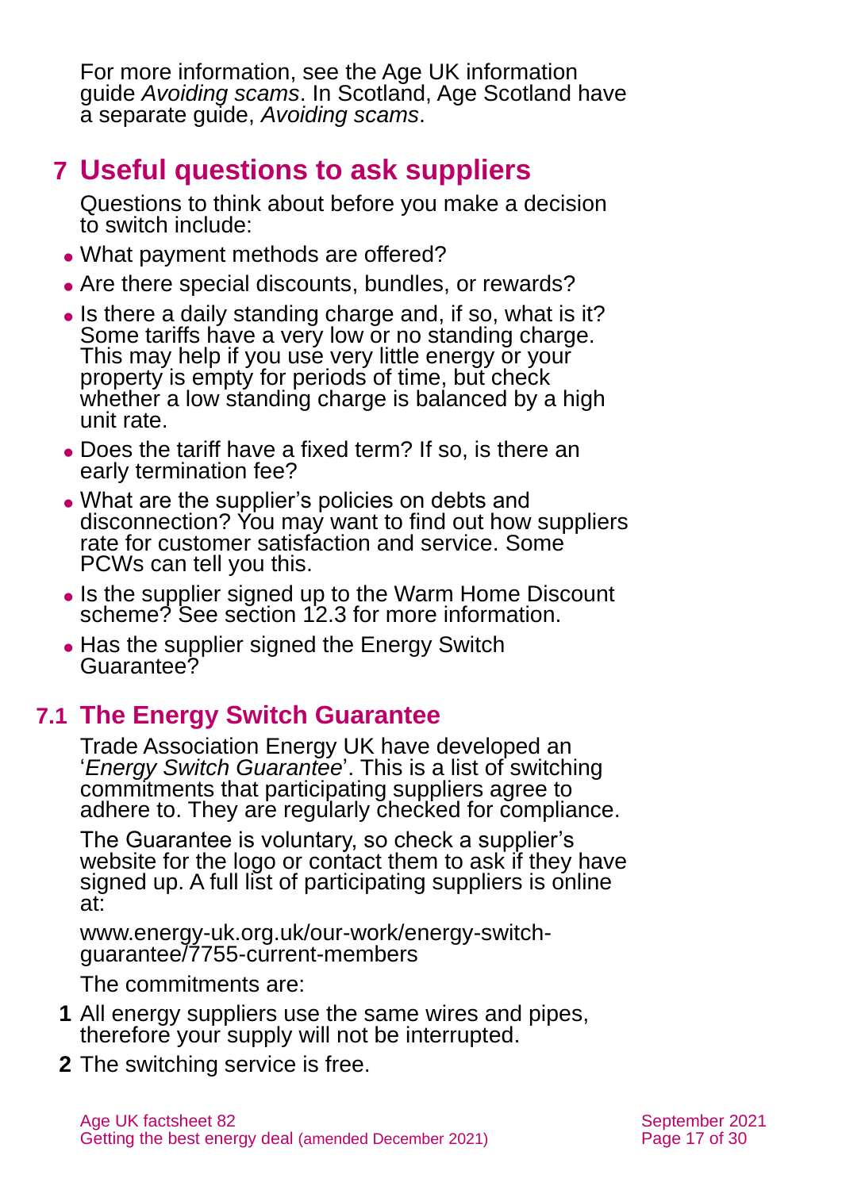For more information, see the Age UK information guide *Avoiding scams*. In Scotland, Age Scotland have a separate guide, *Avoiding scams*.

# 7 Useful questions to ask suppliers

Questions to think about before you make a decision to switch include:

- What payment methods are offered?
- Are there special discounts, bundles, or rewards?
- Is there a daily standing charge and, if so, what is it? Some tariffs have a very low or no standing charge. This may help if you use very little energy or your property is empty for periods of time, but check whether a low standing charge is balanced by a high unit rate.
- Does the tariff have a fixed term? If so, is there an early termination fee?
- What are the supplier's policies on debts and disconnection? You may want to find out how suppliers rate for customer satisfaction and service. Some PCWs can tell you this.
- Is the supplier signed up to the Warm Home Discount scheme? See section 12.3 for more information.
- Has the supplier signed the Energy Switch Guarantee?

## 7.1 The Energy Switch Guarantee

Trade Association Energy UK have developed an '*Energy Switch Guarantee*'. This is a list of switching commitments that participating suppliers agree to adhere to. They are regularly checked for compliance.

The Guarantee is voluntary, so check a supplier's website for the logo or contact them to ask if they have signed up. A full list of participating suppliers is online at:

www.energy-uk.org.uk/our-work/energy-switch-guarantee/7755-current-members

The commitments are:

1. All energy suppliers use the same wires and pipes, therefore your supply will not be interrupted.
2. The switching service is free.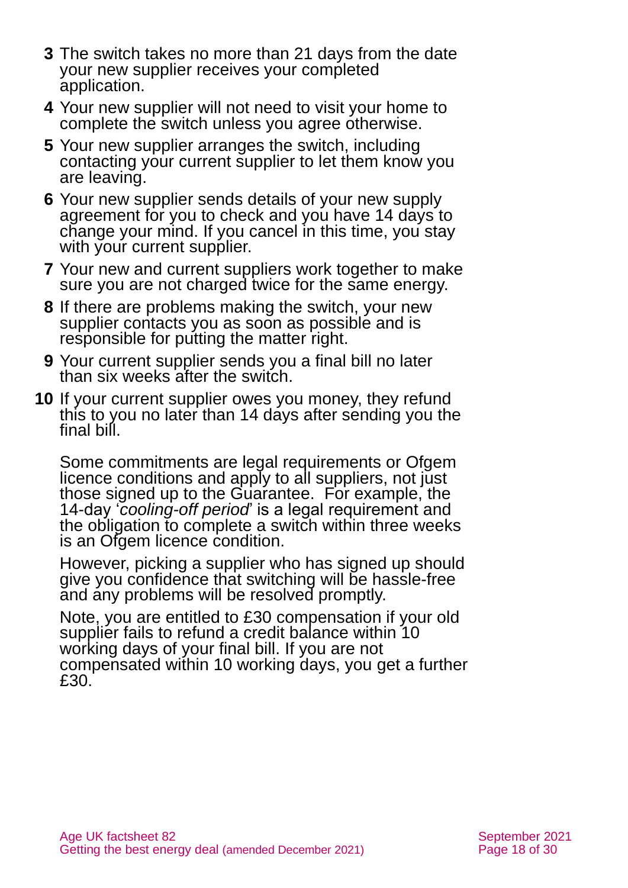3. The switch takes no more than 21 days from the date your new supplier receives your completed application.
4. Your new supplier will not need to visit your home to complete the switch unless you agree otherwise.
5. Your new supplier arranges the switch, including contacting your current supplier to let them know you are leaving.
6. Your new supplier sends details of your new supply agreement for you to check and you have 14 days to change your mind. If you cancel in this time, you stay with your current supplier.
7. Your new and current suppliers work together to make sure you are not charged twice for the same energy.
8. If there are problems making the switch, your new supplier contacts you as soon as possible and is responsible for putting the matter right.
9. Your current supplier sends you a final bill no later than six weeks after the switch.
10. If your current supplier owes you money, they refund this to you no later than 14 days after sending you the final bill.

Some commitments are legal requirements or Ofgem licence conditions and apply to all suppliers, not just those signed up to the Guarantee. For example, the 14-day '*cooling-off period*' is a legal requirement and the obligation to complete a switch within three weeks is an Ofgem licence condition.

However, picking a supplier who has signed up should give you confidence that switching will be hassle-free and any problems will be resolved promptly.

Note, you are entitled to £30 compensation if your old supplier fails to refund a credit balance within 10 working days of your final bill. If you are not compensated within 10 working days, you get a further £30.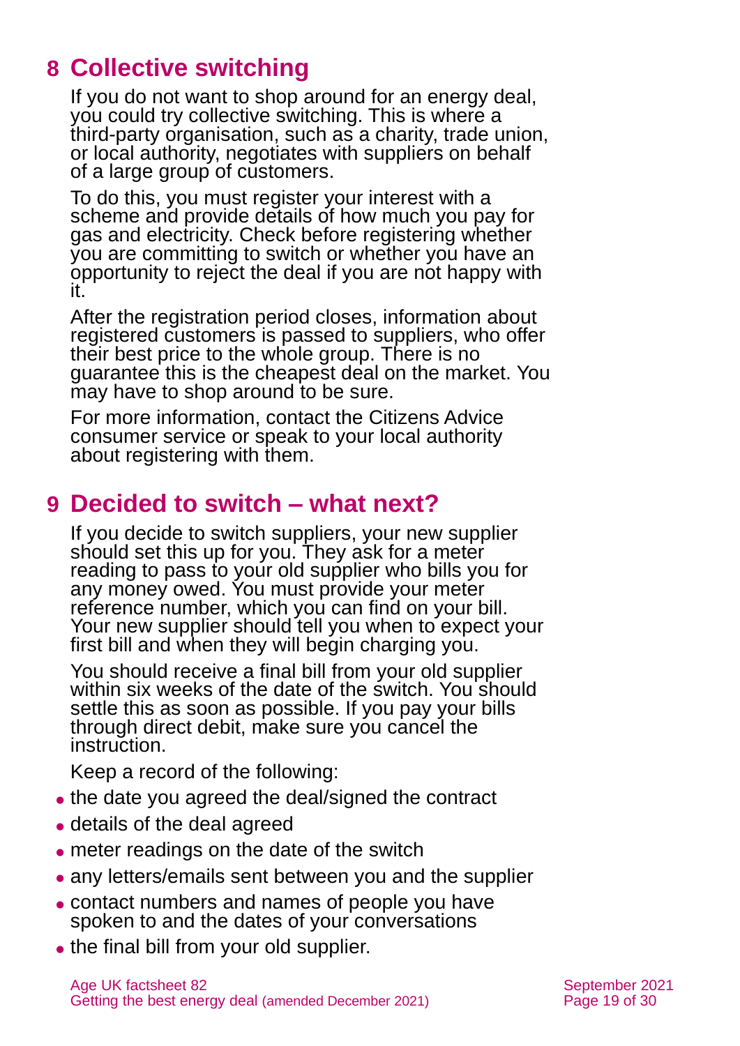## 8 Collective switching

If you do not want to shop around for an energy deal, you could try collective switching. This is where a third-party organisation, such as a charity, trade union, or local authority, negotiates with suppliers on behalf of a large group of customers.

To do this, you must register your interest with a scheme and provide details of how much you pay for gas and electricity. Check before registering whether you are committing to switch or whether you have an opportunity to reject the deal if you are not happy with it.

After the registration period closes, information about registered customers is passed to suppliers, who offer their best price to the whole group. There is no guarantee this is the cheapest deal on the market. You may have to shop around to be sure.

For more information, contact the Citizens Advice consumer service or speak to your local authority about registering with them.

## 9 Decided to switch – what next?

If you decide to switch suppliers, your new supplier should set this up for you. They ask for a meter reading to pass to your old supplier who bills you for any money owed. You must provide your meter reference number, which you can find on your bill. Your new supplier should tell you when to expect your first bill and when they will begin charging you.

You should receive a final bill from your old supplier within six weeks of the date of the switch. You should settle this as soon as possible. If you pay your bills through direct debit, make sure you cancel the instruction.

Keep a record of the following:

- the date you agreed the deal/signed the contract
- details of the deal agreed
- meter readings on the date of the switch
- any letters/emails sent between you and the supplier
- contact numbers and names of people you have spoken to and the dates of your conversations
- the final bill from your old supplier.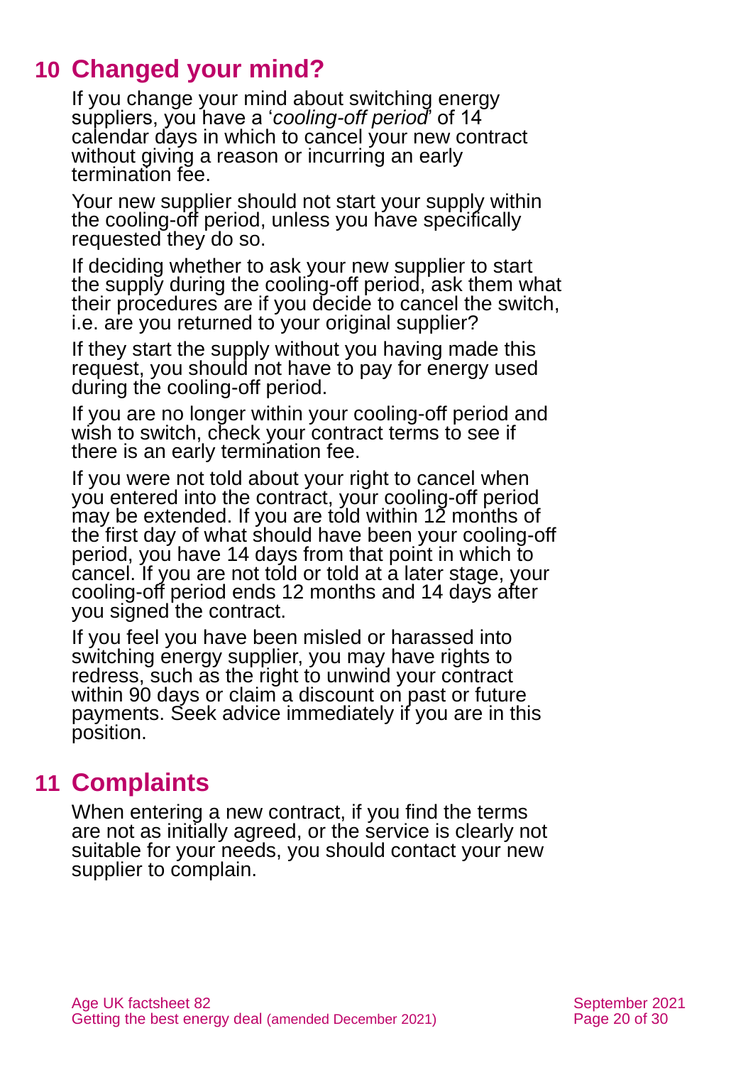## 10 Changed your mind?

If you change your mind about switching energy suppliers, you have a '*cooling-off period*' of 14 calendar days in which to cancel your new contract without giving a reason or incurring an early termination fee.

Your new supplier should not start your supply within the cooling-off period, unless you have specifically requested they do so.

If deciding whether to ask your new supplier to start the supply during the cooling-off period, ask them what their procedures are if you decide to cancel the switch, i.e. are you returned to your original supplier?

If they start the supply without you having made this request, you should not have to pay for energy used during the cooling-off period.

If you are no longer within your cooling-off period and wish to switch, check your contract terms to see if there is an early termination fee.

If you were not told about your right to cancel when you entered into the contract, your cooling-off period may be extended. If you are told within 12 months of the first day of what should have been your cooling-off period, you have 14 days from that point in which to cancel. If you are not told or told at a later stage, your cooling-off period ends 12 months and 14 days after you signed the contract.

If you feel you have been misled or harassed into switching energy supplier, you may have rights to redress, such as the right to unwind your contract within 90 days or claim a discount on past or future payments. Seek advice immediately if you are in this position.

## 11 Complaints

When entering a new contract, if you find the terms are not as initially agreed, or the service is clearly not suitable for your needs, you should contact your new supplier to complain.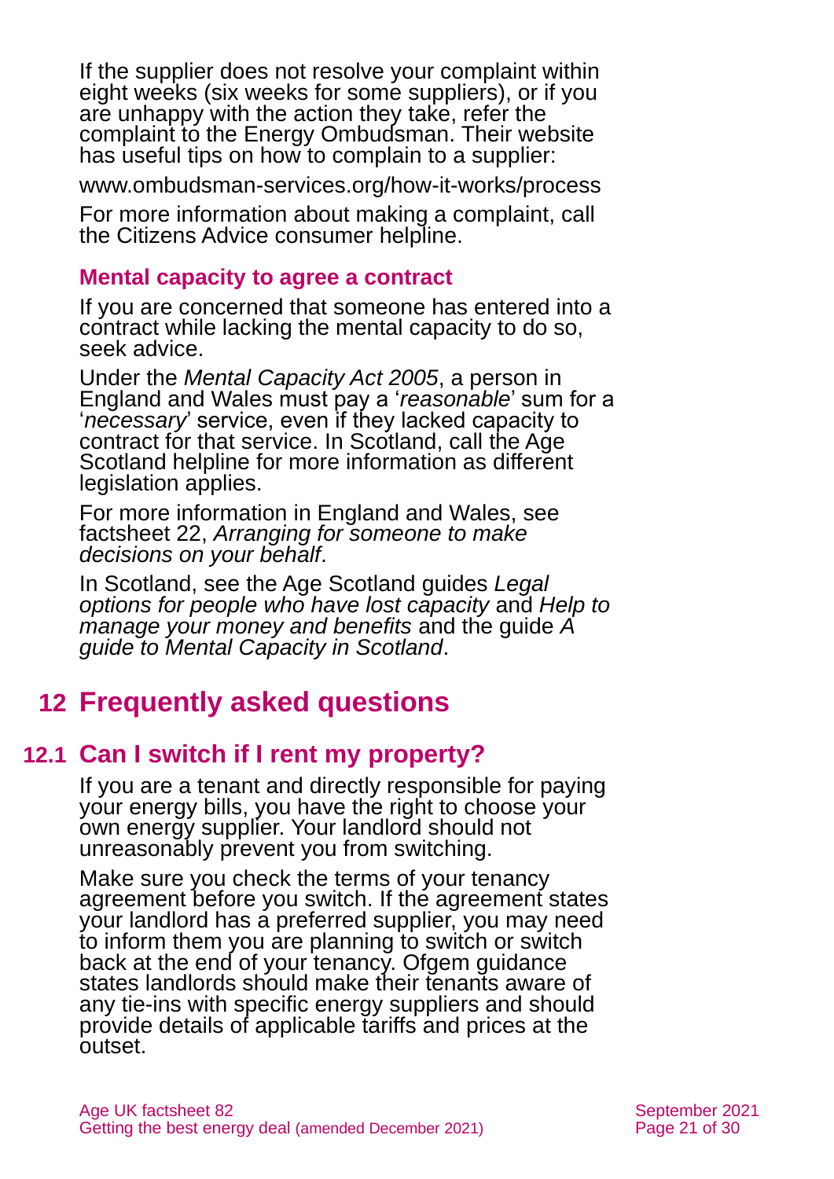If the supplier does not resolve your complaint within eight weeks (six weeks for some suppliers), or if you are unhappy with the action they take, refer the complaint to the Energy Ombudsman. Their website has useful tips on how to complain to a supplier:

www.ombudsman-services.org/how-it-works/process

For more information about making a complaint, call the Citizens Advice consumer helpline.

### Mental capacity to agree a contract

If you are concerned that someone has entered into a contract while lacking the mental capacity to do so, seek advice.

Under the *Mental Capacity Act 2005*, a person in England and Wales must pay a '*reasonable*' sum for a '*necessary*' service, even if they lacked capacity to contract for that service. In Scotland, call the Age Scotland helpline for more information as different legislation applies.

For more information in England and Wales, see factsheet 22, *Arranging for someone to make decisions on your behalf*.

In Scotland, see the Age Scotland guides *Legal options for people who have lost capacity* and *Help to manage your money and benefits* and the guide *A guide to Mental Capacity in Scotland*.

# 12 Frequently asked questions

## 12.1 Can I switch if I rent my property?

If you are a tenant and directly responsible for paying your energy bills, you have the right to choose your own energy supplier. Your landlord should not unreasonably prevent you from switching.

Make sure you check the terms of your tenancy agreement before you switch. If the agreement states your landlord has a preferred supplier, you may need to inform them you are planning to switch or switch back at the end of your tenancy. Ofgem guidance states landlords should make their tenants aware of any tie-ins with specific energy suppliers and should provide details of applicable tariffs and prices at the outset.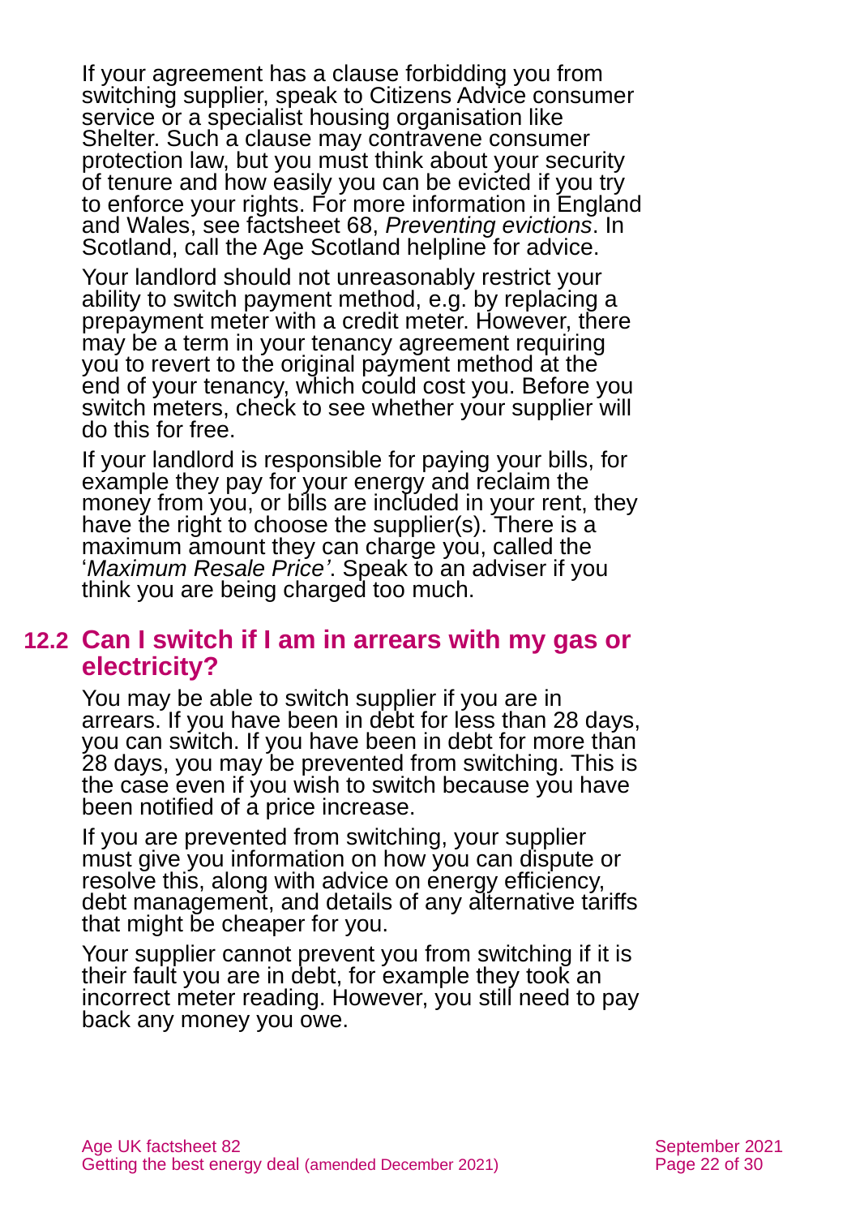If your agreement has a clause forbidding you from switching supplier, speak to Citizens Advice consumer service or a specialist housing organisation like Shelter. Such a clause may contravene consumer protection law, but you must think about your security of tenure and how easily you can be evicted if you try to enforce your rights. For more information in England and Wales, see factsheet 68, *Preventing evictions*. In Scotland, call the Age Scotland helpline for advice.

Your landlord should not unreasonably restrict your ability to switch payment method, e.g. by replacing a prepayment meter with a credit meter. However, there may be a term in your tenancy agreement requiring you to revert to the original payment method at the end of your tenancy, which could cost you. Before you switch meters, check to see whether your supplier will do this for free.

If your landlord is responsible for paying your bills, for example they pay for your energy and reclaim the money from you, or bills are included in your rent, they have the right to choose the supplier(s). There is a maximum amount they can charge you, called the '*Maximum Resale Price'*. Speak to an adviser if you think you are being charged too much.

## 12.2 Can I switch if I am in arrears with my gas or electricity?

You may be able to switch supplier if you are in arrears. If you have been in debt for less than 28 days, you can switch. If you have been in debt for more than 28 days, you may be prevented from switching. This is the case even if you wish to switch because you have been notified of a price increase.

If you are prevented from switching, your supplier must give you information on how you can dispute or resolve this, along with advice on energy efficiency, debt management, and details of any alternative tariffs that might be cheaper for you.

Your supplier cannot prevent you from switching if it is their fault you are in debt, for example they took an incorrect meter reading. However, you still need to pay back any money you owe.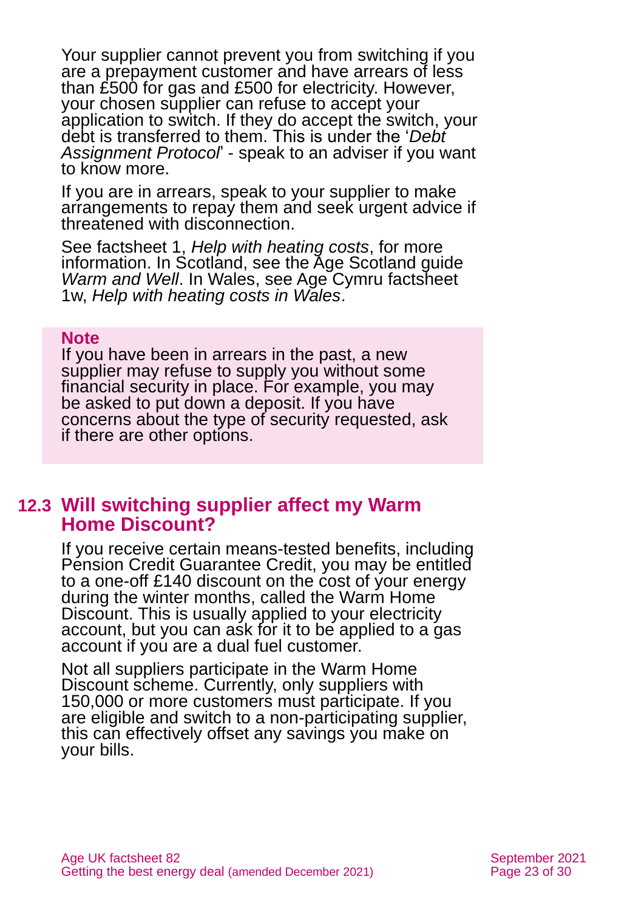Your supplier cannot prevent you from switching if you are a prepayment customer and have arrears of less than £500 for gas and £500 for electricity. However, your chosen supplier can refuse to accept your application to switch. If they do accept the switch, your debt is transferred to them. This is under the '*Debt Assignment Protocol*' - speak to an adviser if you want to know more.

If you are in arrears, speak to your supplier to make arrangements to repay them and seek urgent advice if threatened with disconnection.

See factsheet 1, *Help with heating costs*, for more information. In Scotland, see the Age Scotland guide *Warm and Well*. In Wales, see Age Cymru factsheet 1w, *Help with heating costs in Wales*.

**Note**

If you have been in arrears in the past, a new supplier may refuse to supply you without some financial security in place. For example, you may be asked to put down a deposit. If you have concerns about the type of security requested, ask if there are other options.

## 12.3 Will switching supplier affect my Warm Home Discount?

If you receive certain means-tested benefits, including Pension Credit Guarantee Credit, you may be entitled to a one-off £140 discount on the cost of your energy during the winter months, called the Warm Home Discount. This is usually applied to your electricity account, but you can ask for it to be applied to a gas account if you are a dual fuel customer.

Not all suppliers participate in the Warm Home Discount scheme. Currently, only suppliers with 150,000 or more customers must participate. If you are eligible and switch to a non-participating supplier, this can effectively offset any savings you make on your bills.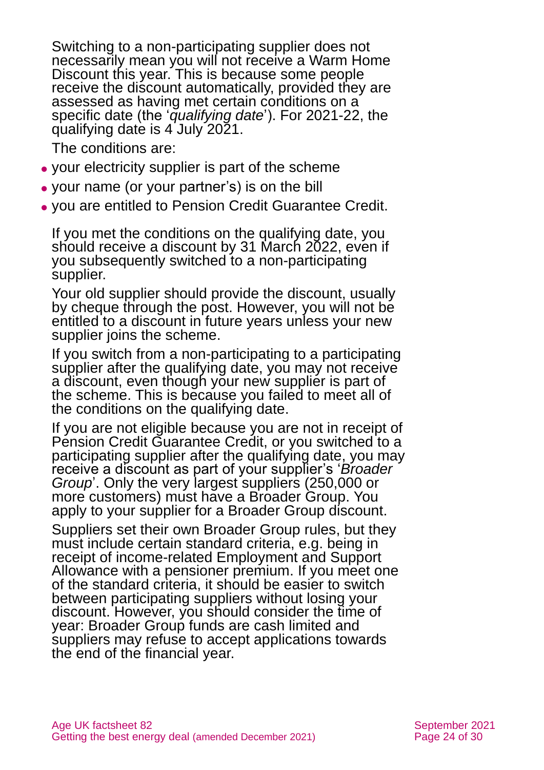Switching to a non-participating supplier does not necessarily mean you will not receive a Warm Home Discount this year. This is because some people receive the discount automatically, provided they are assessed as having met certain conditions on a specific date (the '*qualifying date*'). For 2021-22, the qualifying date is 4 July 2021.

The conditions are:

- your electricity supplier is part of the scheme
- your name (or your partner's) is on the bill
- you are entitled to Pension Credit Guarantee Credit.

If you met the conditions on the qualifying date, you should receive a discount by 31 March 2022, even if you subsequently switched to a non-participating supplier.

Your old supplier should provide the discount, usually by cheque through the post. However, you will not be entitled to a discount in future years unless your new supplier joins the scheme.

If you switch from a non-participating to a participating supplier after the qualifying date, you may not receive a discount, even though your new supplier is part of the scheme. This is because you failed to meet all of the conditions on the qualifying date.

If you are not eligible because you are not in receipt of Pension Credit Guarantee Credit, or you switched to a participating supplier after the qualifying date, you may receive a discount as part of your supplier's '*Broader Group*'. Only the very largest suppliers (250,000 or more customers) must have a Broader Group. You apply to your supplier for a Broader Group discount.

Suppliers set their own Broader Group rules, but they must include certain standard criteria, e.g. being in receipt of income-related Employment and Support Allowance with a pensioner premium. If you meet one of the standard criteria, it should be easier to switch between participating suppliers without losing your discount. However, you should consider the time of year: Broader Group funds are cash limited and suppliers may refuse to accept applications towards the end of the financial year.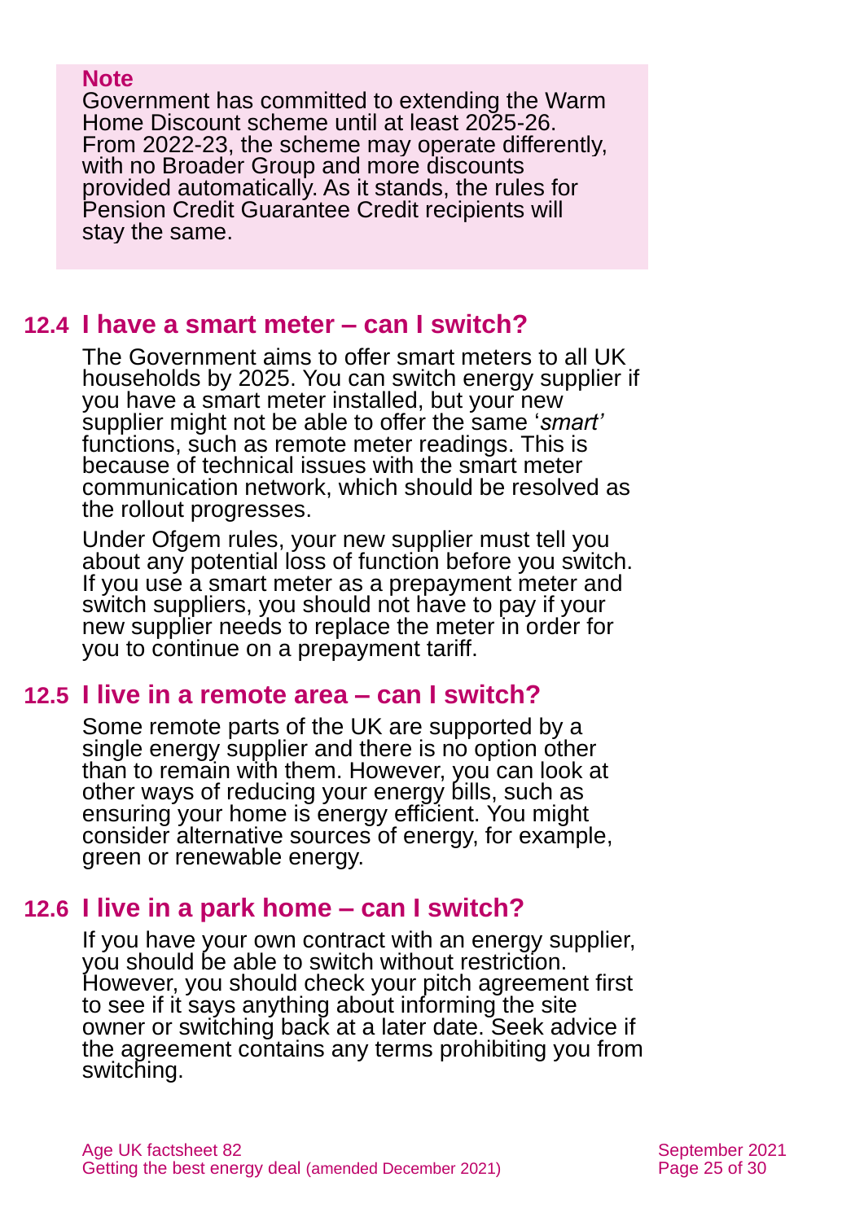**Note**

Government has committed to extending the Warm Home Discount scheme until at least 2025-26. From 2022-23, the scheme may operate differently, with no Broader Group and more discounts provided automatically. As it stands, the rules for Pension Credit Guarantee Credit recipients will stay the same.

## 12.4 I have a smart meter – can I switch?

The Government aims to offer smart meters to all UK households by 2025. You can switch energy supplier if you have a smart meter installed, but your new supplier might not be able to offer the same '*smart'* functions, such as remote meter readings. This is because of technical issues with the smart meter communication network, which should be resolved as the rollout progresses.

Under Ofgem rules, your new supplier must tell you about any potential loss of function before you switch. If you use a smart meter as a prepayment meter and switch suppliers, you should not have to pay if your new supplier needs to replace the meter in order for you to continue on a prepayment tariff.

## 12.5 I live in a remote area – can I switch?

Some remote parts of the UK are supported by a single energy supplier and there is no option other than to remain with them. However, you can look at other ways of reducing your energy bills, such as ensuring your home is energy efficient. You might consider alternative sources of energy, for example, green or renewable energy.

## 12.6 I live in a park home – can I switch?

If you have your own contract with an energy supplier, you should be able to switch without restriction. However, you should check your pitch agreement first to see if it says anything about informing the site owner or switching back at a later date. Seek advice if the agreement contains any terms prohibiting you from switching.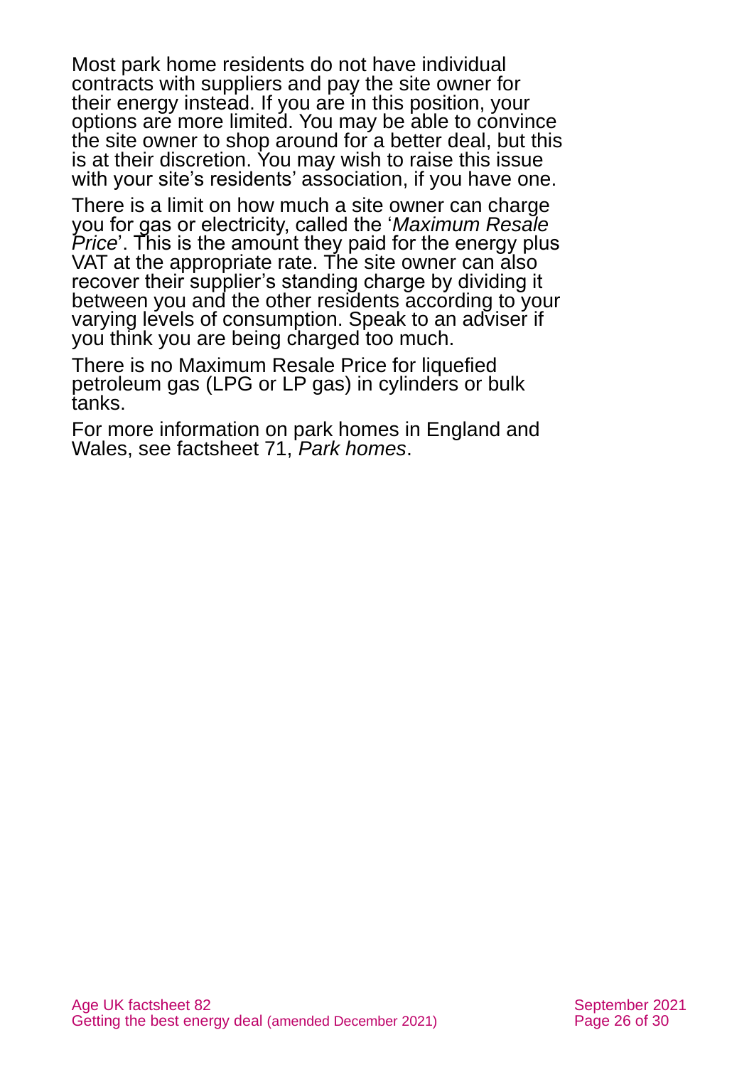Most park home residents do not have individual contracts with suppliers and pay the site owner for their energy instead. If you are in this position, your options are more limited. You may be able to convince the site owner to shop around for a better deal, but this is at their discretion. You may wish to raise this issue with your site's residents' association, if you have one.

There is a limit on how much a site owner can charge you for gas or electricity, called the '*Maximum Resale Price*'. This is the amount they paid for the energy plus VAT at the appropriate rate. The site owner can also recover their supplier's standing charge by dividing it between you and the other residents according to your varying levels of consumption. Speak to an adviser if you think you are being charged too much.

There is no Maximum Resale Price for liquefied petroleum gas (LPG or LP gas) in cylinders or bulk tanks.

For more information on park homes in England and Wales, see factsheet 71, *Park homes*.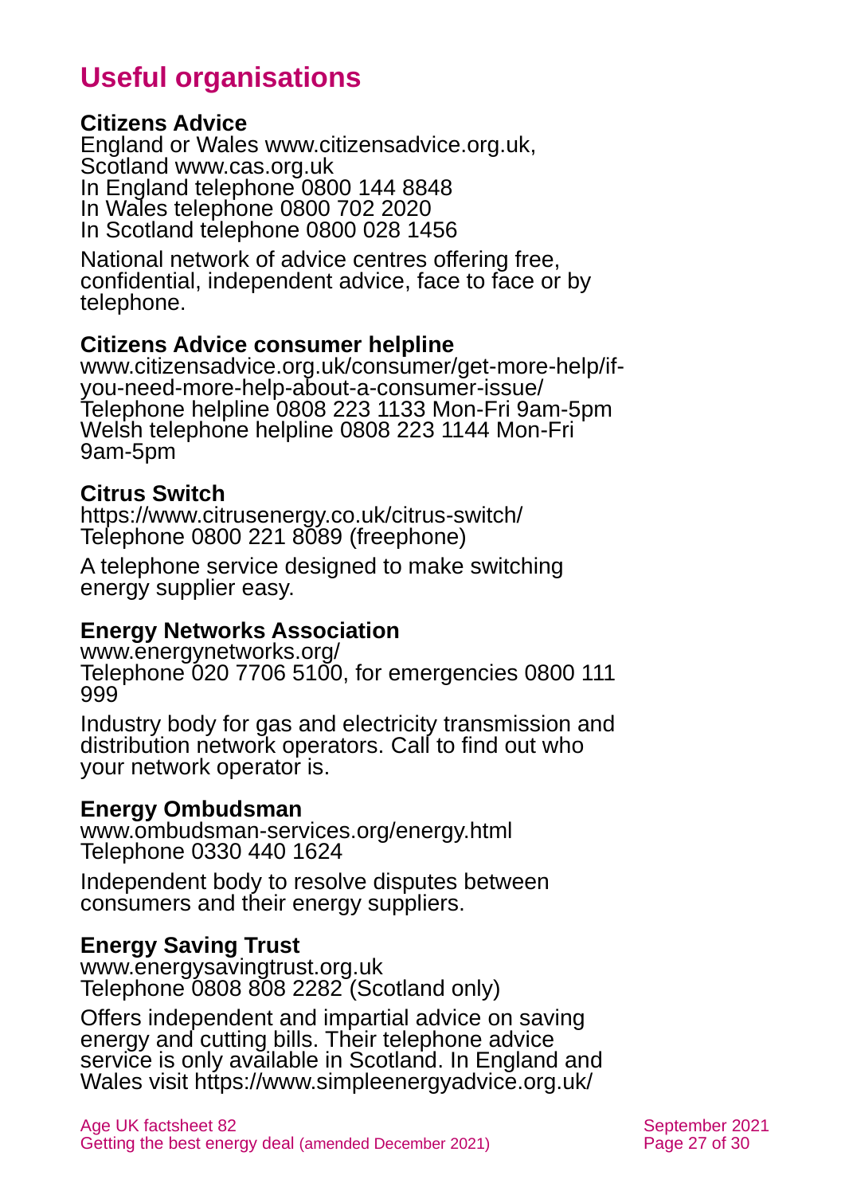# Useful organisations

**Citizens Advice**
England or Wales www.citizensadvice.org.uk,
Scotland www.cas.org.uk
In England telephone 0800 144 8848
In Wales telephone 0800 702 2020
In Scotland telephone 0800 028 1456

National network of advice centres offering free, confidential, independent advice, face to face or by telephone.

**Citizens Advice consumer helpline**
www.citizensadvice.org.uk/consumer/get-more-help/if-you-need-more-help-about-a-consumer-issue/
Telephone helpline 0808 223 1133 Mon-Fri 9am-5pm
Welsh telephone helpline 0808 223 1144 Mon-Fri 9am-5pm

**Citrus Switch**
https://www.citrusenergy.co.uk/citrus-switch/
Telephone 0800 221 8089 (freephone)

A telephone service designed to make switching energy supplier easy.

**Energy Networks Association**
www.energynetworks.org/
Telephone 020 7706 5100, for emergencies 0800 111 999

Industry body for gas and electricity transmission and distribution network operators. Call to find out who your network operator is.

**Energy Ombudsman**
www.ombudsman-services.org/energy.html
Telephone 0330 440 1624

Independent body to resolve disputes between consumers and their energy suppliers.

**Energy Saving Trust**
www.energysavingtrust.org.uk
Telephone 0808 808 2282 (Scotland only)

Offers independent and impartial advice on saving energy and cutting bills. Their telephone advice service is only available in Scotland. In England and Wales visit https://www.simpleenergyadvice.org.uk/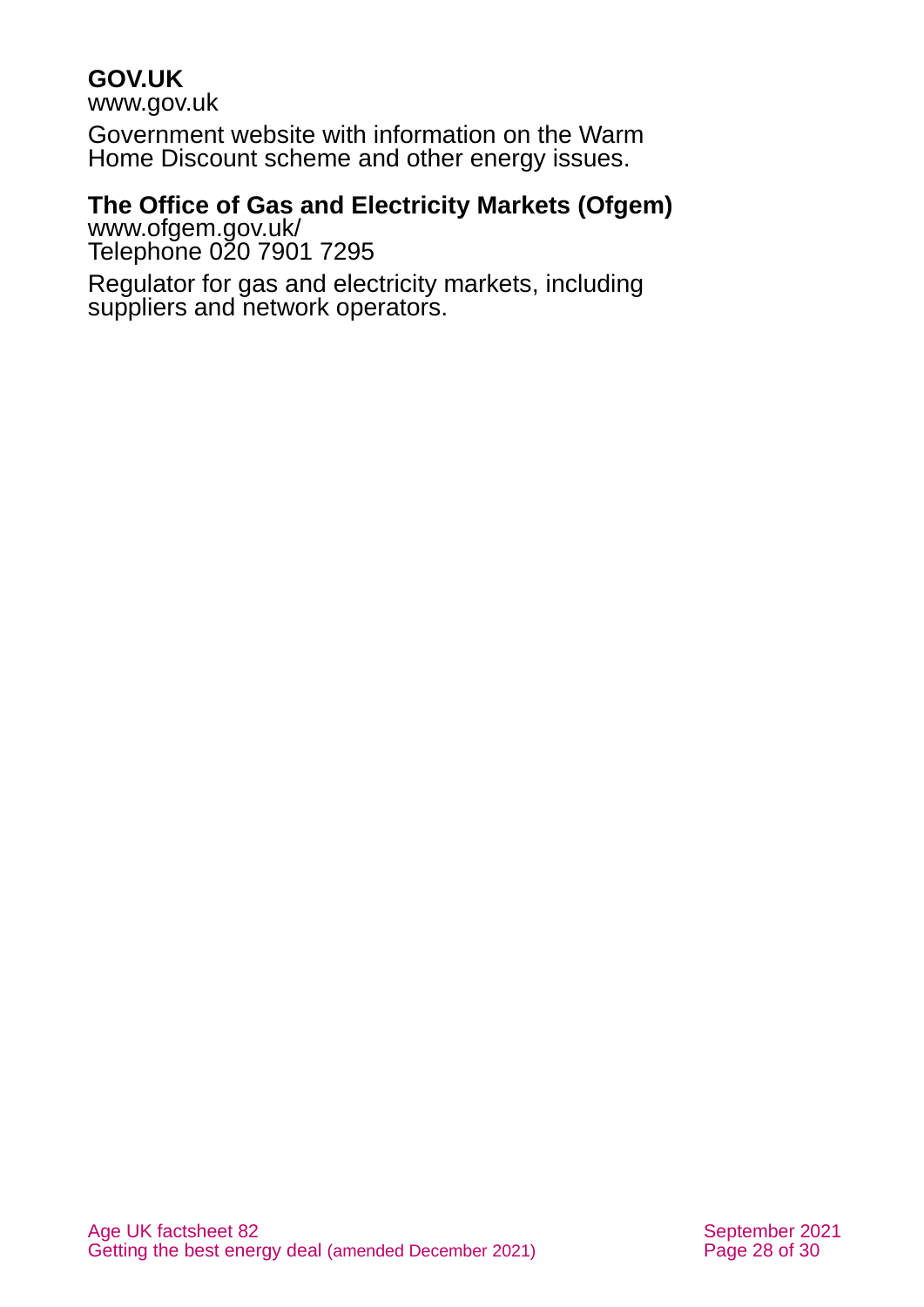**GOV.UK**
www.gov.uk

Government website with information on the Warm Home Discount scheme and other energy issues.

**The Office of Gas and Electricity Markets (Ofgem)**
www.ofgem.gov.uk/
Telephone 020 7901 7295

Regulator for gas and electricity markets, including suppliers and network operators.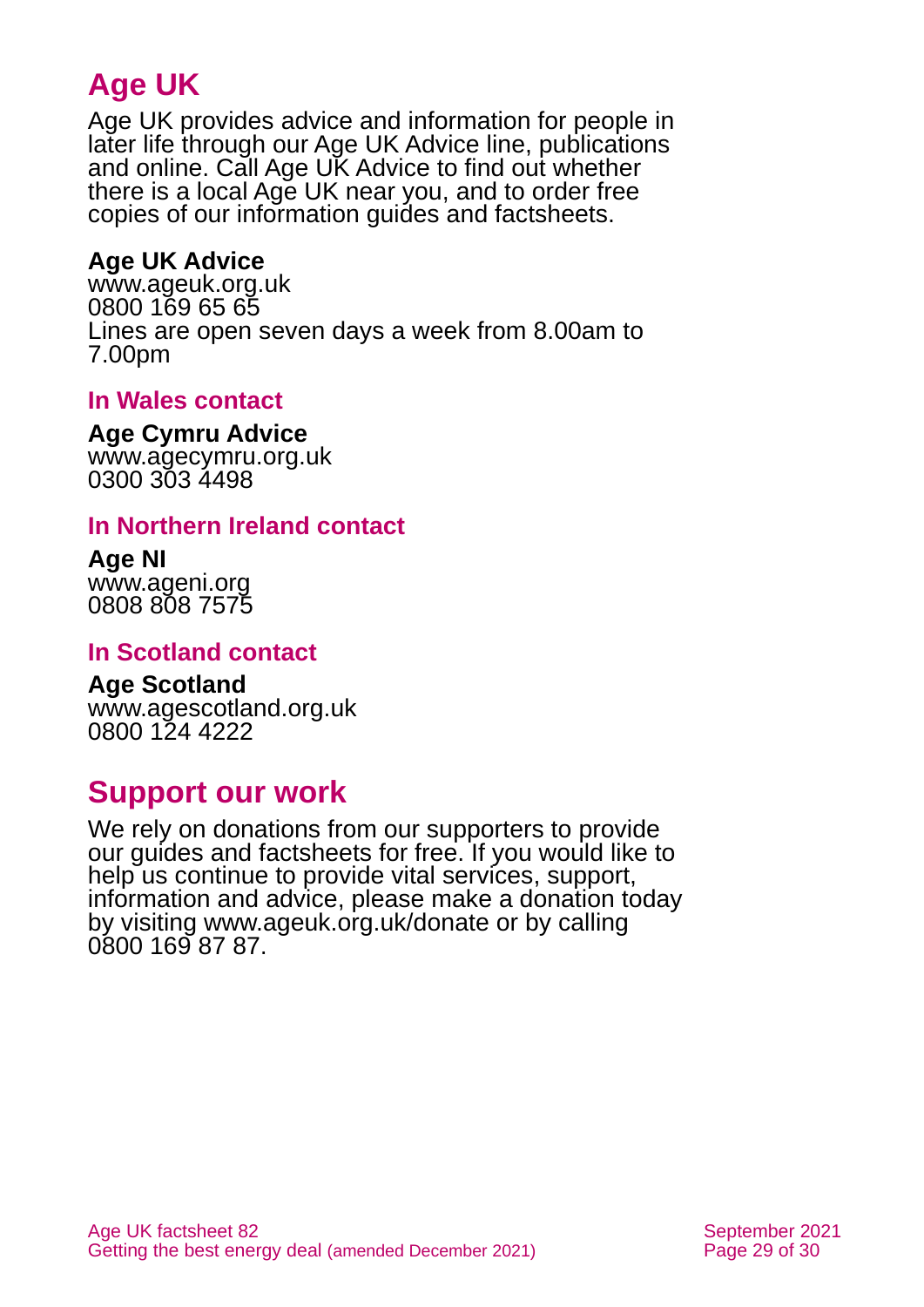# Age UK

Age UK provides advice and information for people in later life through our Age UK Advice line, publications and online. Call Age UK Advice to find out whether there is a local Age UK near you, and to order free copies of our information guides and factsheets.

**Age UK Advice**
www.ageuk.org.uk
0800 169 65 65
Lines are open seven days a week from 8.00am to 7.00pm

### In Wales contact

**Age Cymru Advice**
www.agecymru.org.uk
0300 303 4498

### In Northern Ireland contact

**Age NI**
www.ageni.org
0808 808 7575

### In Scotland contact

**Age Scotland**
www.agescotland.org.uk
0800 124 4222

# Support our work

We rely on donations from our supporters to provide our guides and factsheets for free. If you would like to help us continue to provide vital services, support, information and advice, please make a donation today by visiting www.ageuk.org.uk/donate or by calling 0800 169 87 87.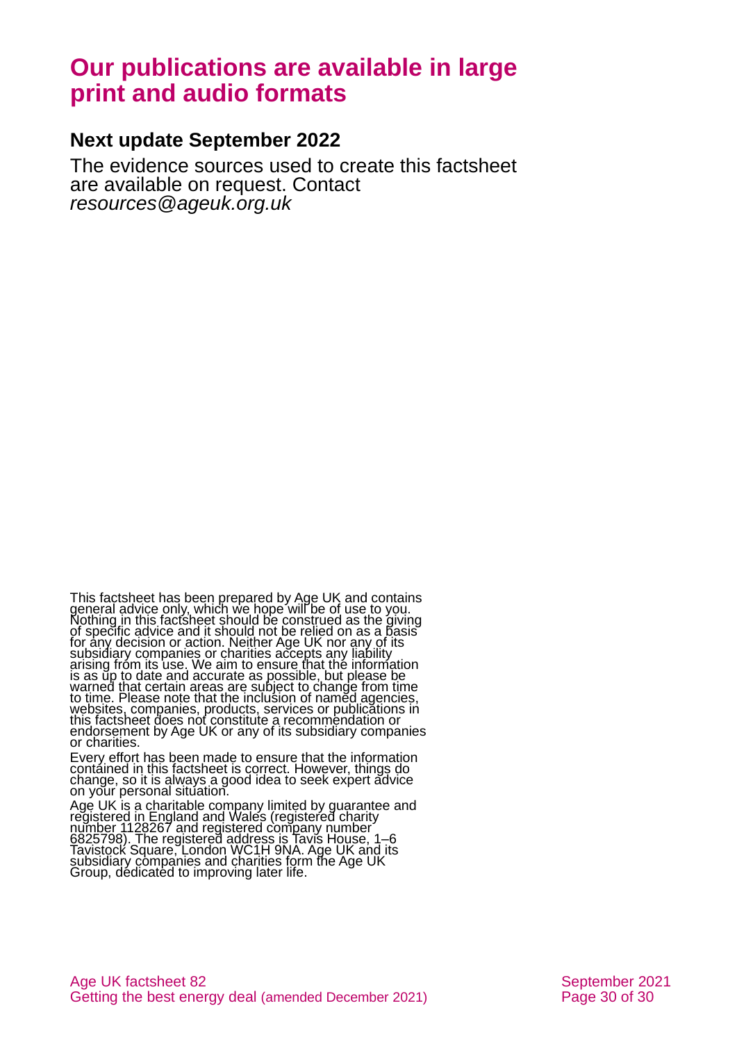# Our publications are available in large print and audio formats

## Next update September 2022

The evidence sources used to create this factsheet are available on request. Contact *resources@ageuk.org.uk*

This factsheet has been prepared by Age UK and contains general advice only, which we hope will be of use to you. Nothing in this factsheet should be construed as the giving of specific advice and it should not be relied on as a basis for any decision or action. Neither Age UK nor any of its subsidiary companies or charities accepts any liability arising from its use. We aim to ensure that the information is as up to date and accurate as possible, but please be warned that certain areas are subject to change from time to time. Please note that the inclusion of named agencies, websites, companies, products, services or publications in this factsheet does not constitute a recommendation or endorsement by Age UK or any of its subsidiary companies or charities.

Every effort has been made to ensure that the information contained in this factsheet is correct. However, things do change, so it is always a good idea to seek expert advice on your personal situation.

Age UK is a charitable company limited by guarantee and registered in England and Wales (registered charity number 1128267 and registered company number 6825798). The registered address is Tavis House, 1–6 Tavistock Square, London WC1H 9NA. Age UK and its subsidiary companies and charities form the Age UK Group, dedicated to improving later life.